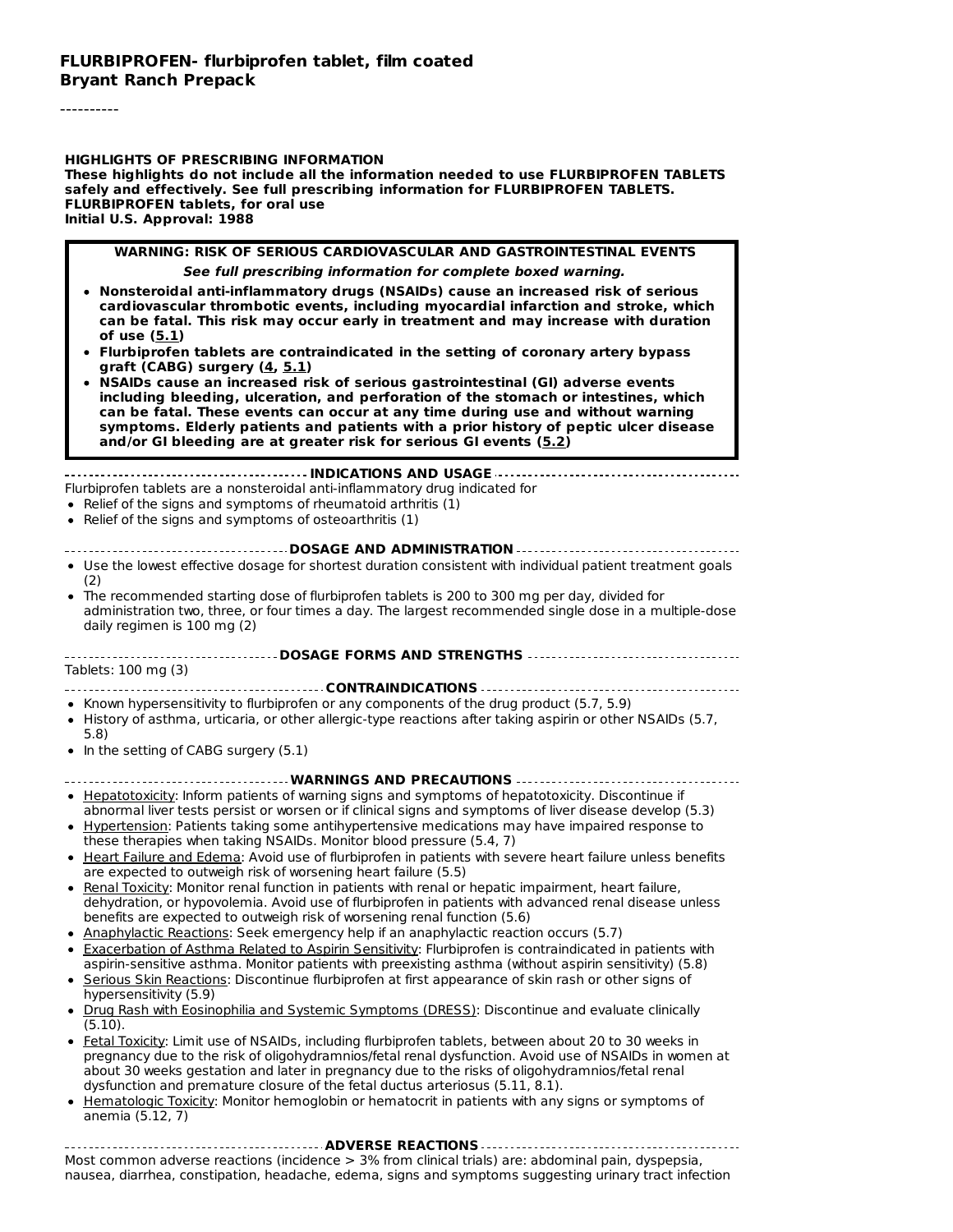**FLURBIPROFEN- flurbiprofen tablet, film coated**
**Bryant Ranch Prepack**

----------

**HIGHLIGHTS OF PRESCRIBING INFORMATION**
**These highlights do not include all the information needed to use FLURBIPROFEN TABLETS safely and effectively. See full prescribing information for FLURBIPROFEN TABLETS.**
**FLURBIPROFEN tablets, for oral use**
**Initial U.S. Approval: 1988**

**WARNING: RISK OF SERIOUS CARDIOVASCULAR AND GASTROINTESTINAL EVENTS**

***See full prescribing information for complete boxed warning.***

- **Nonsteroidal anti-inflammatory drugs (NSAIDs) cause an increased risk of serious cardiovascular thrombotic events, including myocardial infarction and stroke, which can be fatal. This risk may occur early in treatment and may increase with duration of use (5.1)**
- **Flurbiprofen tablets are contraindicated in the setting of coronary artery bypass graft (CABG) surgery (4, 5.1)**
- **NSAIDs cause an increased risk of serious gastrointestinal (GI) adverse events including bleeding, ulceration, and perforation of the stomach or intestines, which can be fatal. These events can occur at any time during use and without warning symptoms. Elderly patients and patients with a prior history of peptic ulcer disease and/or GI bleeding are at greater risk for serious GI events (5.2)**

**INDICATIONS AND USAGE**

Flurbiprofen tablets are a nonsteroidal anti-inflammatory drug indicated for

- Relief of the signs and symptoms of rheumatoid arthritis (1)
- Relief of the signs and symptoms of osteoarthritis (1)

**DOSAGE AND ADMINISTRATION**

- Use the lowest effective dosage for shortest duration consistent with individual patient treatment goals (2)
- The recommended starting dose of flurbiprofen tablets is 200 to 300 mg per day, divided for administration two, three, or four times a day. The largest recommended single dose in a multiple-dose daily regimen is 100 mg (2)

**DOSAGE FORMS AND STRENGTHS**

Tablets: 100 mg (3)

**CONTRAINDICATIONS**

- Known hypersensitivity to flurbiprofen or any components of the drug product (5.7, 5.9)
- History of asthma, urticaria, or other allergic-type reactions after taking aspirin or other NSAIDs (5.7, 5.8)
- In the setting of CABG surgery (5.1)

**WARNINGS AND PRECAUTIONS**

- Hepatotoxicity: Inform patients of warning signs and symptoms of hepatotoxicity. Discontinue if abnormal liver tests persist or worsen or if clinical signs and symptoms of liver disease develop (5.3)
- Hypertension: Patients taking some antihypertensive medications may have impaired response to these therapies when taking NSAIDs. Monitor blood pressure (5.4, 7)
- Heart Failure and Edema: Avoid use of flurbiprofen in patients with severe heart failure unless benefits are expected to outweigh risk of worsening heart failure (5.5)
- Renal Toxicity: Monitor renal function in patients with renal or hepatic impairment, heart failure, dehydration, or hypovolemia. Avoid use of flurbiprofen in patients with advanced renal disease unless benefits are expected to outweigh risk of worsening renal function (5.6)
- Anaphylactic Reactions: Seek emergency help if an anaphylactic reaction occurs (5.7)
- Exacerbation of Asthma Related to Aspirin Sensitivity: Flurbiprofen is contraindicated in patients with aspirin-sensitive asthma. Monitor patients with preexisting asthma (without aspirin sensitivity) (5.8)
- Serious Skin Reactions: Discontinue flurbiprofen at first appearance of skin rash or other signs of hypersensitivity (5.9)
- Drug Rash with Eosinophilia and Systemic Symptoms (DRESS): Discontinue and evaluate clinically (5.10).
- Fetal Toxicity: Limit use of NSAIDs, including flurbiprofen tablets, between about 20 to 30 weeks in pregnancy due to the risk of oligohydramnios/fetal renal dysfunction. Avoid use of NSAIDs in women at about 30 weeks gestation and later in pregnancy due to the risks of oligohydramnios/fetal renal dysfunction and premature closure of the fetal ductus arteriosus (5.11, 8.1).
- Hematologic Toxicity: Monitor hemoglobin or hematocrit in patients with any signs or symptoms of anemia (5.12, 7)

**ADVERSE REACTIONS**

Most common adverse reactions (incidence > 3% from clinical trials) are: abdominal pain, dyspepsia, nausea, diarrhea, constipation, headache, edema, signs and symptoms suggesting urinary tract infection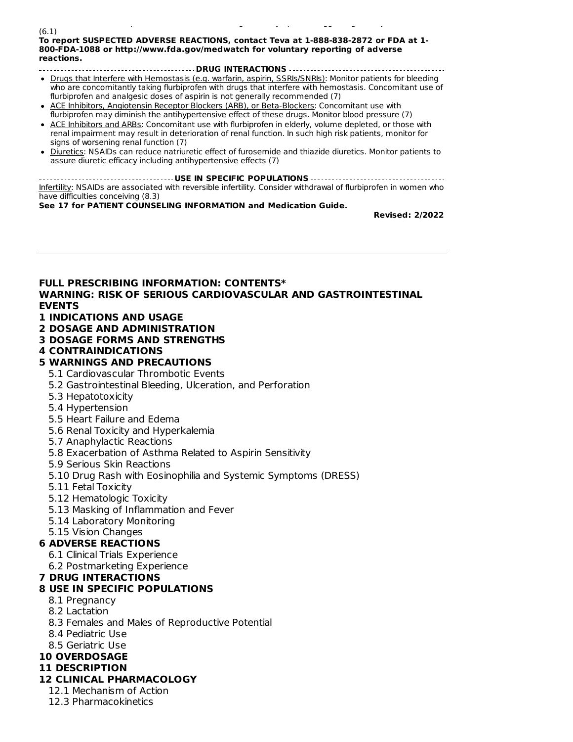(6.1)

**To report SUSPECTED ADVERSE REACTIONS, contact Teva at 1-888-838-2872 or FDA at 1-800-FDA-1088 or http://www.fda.gov/medwatch for voluntary reporting of adverse reactions.**

**DRUG INTERACTIONS**

- Drugs that Interfere with Hemostasis (e.g. warfarin, aspirin, SSRIs/SNRIs): Monitor patients for bleeding who are concomitantly taking flurbiprofen with drugs that interfere with hemostasis. Concomitant use of flurbiprofen and analgesic doses of aspirin is not generally recommended (7)
- ACE Inhibitors, Angiotensin Receptor Blockers (ARB), or Beta-Blockers: Concomitant use with flurbiprofen may diminish the antihypertensive effect of these drugs. Monitor blood pressure (7)
- ACE Inhibitors and ARBs: Concomitant use with flurbiprofen in elderly, volume depleted, or those with renal impairment may result in deterioration of renal function. In such high risk patients, monitor for signs of worsening renal function (7)
- Diuretics: NSAIDs can reduce natriuretic effect of furosemide and thiazide diuretics. Monitor patients to assure diuretic efficacy including antihypertensive effects (7)

**USE IN SPECIFIC POPULATIONS**

Infertility: NSAIDs are associated with reversible infertility. Consider withdrawal of flurbiprofen in women who have difficulties conceiving (8.3)

**See 17 for PATIENT COUNSELING INFORMATION and Medication Guide.**

**Revised: 2/2022**

---

**FULL PRESCRIBING INFORMATION: CONTENTS***

**WARNING: RISK OF SERIOUS CARDIOVASCULAR AND GASTROINTESTINAL EVENTS**

**1 INDICATIONS AND USAGE**

**2 DOSAGE AND ADMINISTRATION**

**3 DOSAGE FORMS AND STRENGTHS**

**4 CONTRAINDICATIONS**

**5 WARNINGS AND PRECAUTIONS**

- 5.1 Cardiovascular Thrombotic Events
- 5.2 Gastrointestinal Bleeding, Ulceration, and Perforation
- 5.3 Hepatotoxicity
- 5.4 Hypertension
- 5.5 Heart Failure and Edema
- 5.6 Renal Toxicity and Hyperkalemia
- 5.7 Anaphylactic Reactions
- 5.8 Exacerbation of Asthma Related to Aspirin Sensitivity
- 5.9 Serious Skin Reactions
- 5.10 Drug Rash with Eosinophilia and Systemic Symptoms (DRESS)
- 5.11 Fetal Toxicity
- 5.12 Hematologic Toxicity
- 5.13 Masking of Inflammation and Fever
- 5.14 Laboratory Monitoring
- 5.15 Vision Changes

**6 ADVERSE REACTIONS**

- 6.1 Clinical Trials Experience
- 6.2 Postmarketing Experience

**7 DRUG INTERACTIONS**

**8 USE IN SPECIFIC POPULATIONS**

- 8.1 Pregnancy
- 8.2 Lactation
- 8.3 Females and Males of Reproductive Potential
- 8.4 Pediatric Use
- 8.5 Geriatric Use

**10 OVERDOSAGE**

**11 DESCRIPTION**

**12 CLINICAL PHARMACOLOGY**

- 12.1 Mechanism of Action
- 12.3 Pharmacokinetics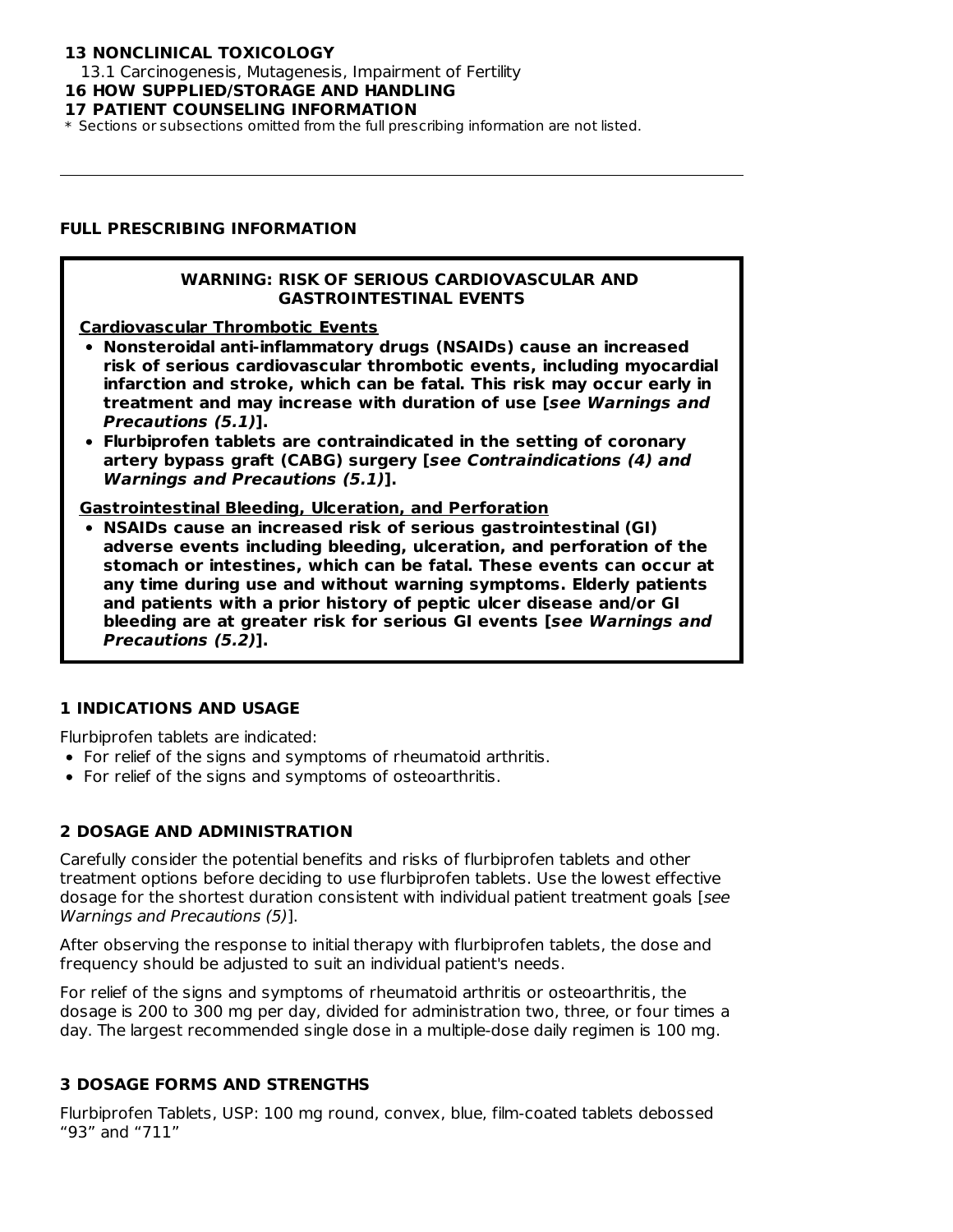**13 NONCLINICAL TOXICOLOGY**

13.1 Carcinogenesis, Mutagenesis, Impairment of Fertility

**16 HOW SUPPLIED/STORAGE AND HANDLING**

**17 PATIENT COUNSELING INFORMATION**

\* Sections or subsections omitted from the full prescribing information are not listed.

---

## FULL PRESCRIBING INFORMATION

> **WARNING: RISK OF SERIOUS CARDIOVASCULAR AND GASTROINTESTINAL EVENTS**
>
> **Cardiovascular Thrombotic Events**
>
> - **Nonsteroidal anti-inflammatory drugs (NSAIDs) cause an increased risk of serious cardiovascular thrombotic events, including myocardial infarction and stroke, which can be fatal. This risk may occur early in treatment and may increase with duration of use [*see Warnings and Precautions (5.1)*].**
> - **Flurbiprofen tablets are contraindicated in the setting of coronary artery bypass graft (CABG) surgery [*see Contraindications (4) and Warnings and Precautions (5.1)*].**
>
> **Gastrointestinal Bleeding, Ulceration, and Perforation**
>
> - **NSAIDs cause an increased risk of serious gastrointestinal (GI) adverse events including bleeding, ulceration, and perforation of the stomach or intestines, which can be fatal. These events can occur at any time during use and without warning symptoms. Elderly patients and patients with a prior history of peptic ulcer disease and/or GI bleeding are at greater risk for serious GI events [*see Warnings and Precautions (5.2)*].**

## 1 INDICATIONS AND USAGE

Flurbiprofen tablets are indicated:

- For relief of the signs and symptoms of rheumatoid arthritis.
- For relief of the signs and symptoms of osteoarthritis.

## 2 DOSAGE AND ADMINISTRATION

Carefully consider the potential benefits and risks of flurbiprofen tablets and other treatment options before deciding to use flurbiprofen tablets. Use the lowest effective dosage for the shortest duration consistent with individual patient treatment goals [*see Warnings and Precautions (5)*].

After observing the response to initial therapy with flurbiprofen tablets, the dose and frequency should be adjusted to suit an individual patient's needs.

For relief of the signs and symptoms of rheumatoid arthritis or osteoarthritis, the dosage is 200 to 300 mg per day, divided for administration two, three, or four times a day. The largest recommended single dose in a multiple-dose daily regimen is 100 mg.

## 3 DOSAGE FORMS AND STRENGTHS

Flurbiprofen Tablets, USP: 100 mg round, convex, blue, film-coated tablets debossed "93" and "711"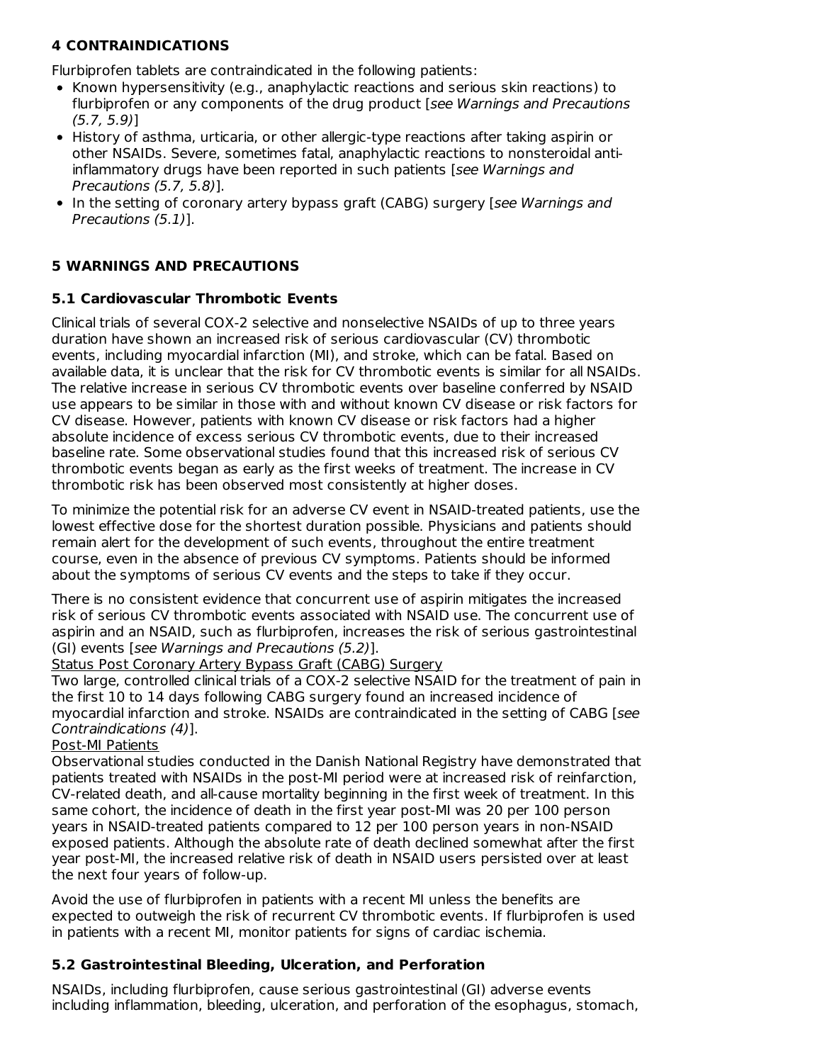## 4 CONTRAINDICATIONS

Flurbiprofen tablets are contraindicated in the following patients:

- Known hypersensitivity (e.g., anaphylactic reactions and serious skin reactions) to flurbiprofen or any components of the drug product [*see Warnings and Precautions (5.7, 5.9)*]
- History of asthma, urticaria, or other allergic-type reactions after taking aspirin or other NSAIDs. Severe, sometimes fatal, anaphylactic reactions to nonsteroidal anti-inflammatory drugs have been reported in such patients [*see Warnings and Precautions (5.7, 5.8)*].
- In the setting of coronary artery bypass graft (CABG) surgery [*see Warnings and Precautions (5.1)*].

## 5 WARNINGS AND PRECAUTIONS

### 5.1 Cardiovascular Thrombotic Events

Clinical trials of several COX-2 selective and nonselective NSAIDs of up to three years duration have shown an increased risk of serious cardiovascular (CV) thrombotic events, including myocardial infarction (MI), and stroke, which can be fatal. Based on available data, it is unclear that the risk for CV thrombotic events is similar for all NSAIDs. The relative increase in serious CV thrombotic events over baseline conferred by NSAID use appears to be similar in those with and without known CV disease or risk factors for CV disease. However, patients with known CV disease or risk factors had a higher absolute incidence of excess serious CV thrombotic events, due to their increased baseline rate. Some observational studies found that this increased risk of serious CV thrombotic events began as early as the first weeks of treatment. The increase in CV thrombotic risk has been observed most consistently at higher doses.

To minimize the potential risk for an adverse CV event in NSAID-treated patients, use the lowest effective dose for the shortest duration possible. Physicians and patients should remain alert for the development of such events, throughout the entire treatment course, even in the absence of previous CV symptoms. Patients should be informed about the symptoms of serious CV events and the steps to take if they occur.

There is no consistent evidence that concurrent use of aspirin mitigates the increased risk of serious CV thrombotic events associated with NSAID use. The concurrent use of aspirin and an NSAID, such as flurbiprofen, increases the risk of serious gastrointestinal (GI) events [*see Warnings and Precautions (5.2)*].

<u>Status Post Coronary Artery Bypass Graft (CABG) Surgery</u>

Two large, controlled clinical trials of a COX-2 selective NSAID for the treatment of pain in the first 10 to 14 days following CABG surgery found an increased incidence of myocardial infarction and stroke. NSAIDs are contraindicated in the setting of CABG [*see Contraindications (4)*].

<u>Post-MI Patients</u>

Observational studies conducted in the Danish National Registry have demonstrated that patients treated with NSAIDs in the post-MI period were at increased risk of reinfarction, CV-related death, and all-cause mortality beginning in the first week of treatment. In this same cohort, the incidence of death in the first year post-MI was 20 per 100 person years in NSAID-treated patients compared to 12 per 100 person years in non-NSAID exposed patients. Although the absolute rate of death declined somewhat after the first year post-MI, the increased relative risk of death in NSAID users persisted over at least the next four years of follow-up.

Avoid the use of flurbiprofen in patients with a recent MI unless the benefits are expected to outweigh the risk of recurrent CV thrombotic events. If flurbiprofen is used in patients with a recent MI, monitor patients for signs of cardiac ischemia.

### 5.2 Gastrointestinal Bleeding, Ulceration, and Perforation

NSAIDs, including flurbiprofen, cause serious gastrointestinal (GI) adverse events including inflammation, bleeding, ulceration, and perforation of the esophagus, stomach,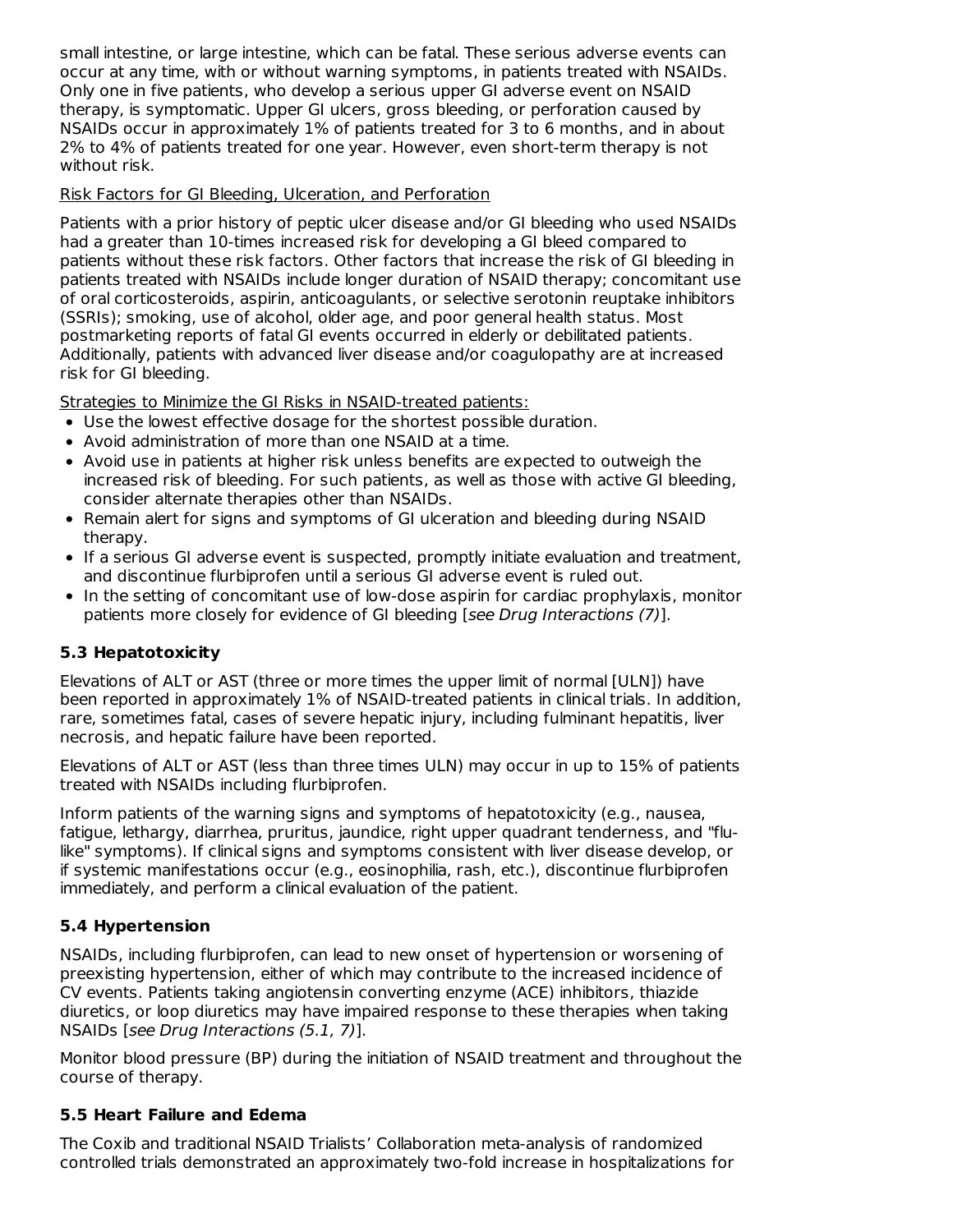small intestine, or large intestine, which can be fatal. These serious adverse events can occur at any time, with or without warning symptoms, in patients treated with NSAIDs. Only one in five patients, who develop a serious upper GI adverse event on NSAID therapy, is symptomatic. Upper GI ulcers, gross bleeding, or perforation caused by NSAIDs occur in approximately 1% of patients treated for 3 to 6 months, and in about 2% to 4% of patients treated for one year. However, even short-term therapy is not without risk.

Risk Factors for GI Bleeding, Ulceration, and Perforation

Patients with a prior history of peptic ulcer disease and/or GI bleeding who used NSAIDs had a greater than 10-times increased risk for developing a GI bleed compared to patients without these risk factors. Other factors that increase the risk of GI bleeding in patients treated with NSAIDs include longer duration of NSAID therapy; concomitant use of oral corticosteroids, aspirin, anticoagulants, or selective serotonin reuptake inhibitors (SSRIs); smoking, use of alcohol, older age, and poor general health status. Most postmarketing reports of fatal GI events occurred in elderly or debilitated patients. Additionally, patients with advanced liver disease and/or coagulopathy are at increased risk for GI bleeding.

Strategies to Minimize the GI Risks in NSAID-treated patients:

- Use the lowest effective dosage for the shortest possible duration.
- Avoid administration of more than one NSAID at a time.
- Avoid use in patients at higher risk unless benefits are expected to outweigh the increased risk of bleeding. For such patients, as well as those with active GI bleeding, consider alternate therapies other than NSAIDs.
- Remain alert for signs and symptoms of GI ulceration and bleeding during NSAID therapy.
- If a serious GI adverse event is suspected, promptly initiate evaluation and treatment, and discontinue flurbiprofen until a serious GI adverse event is ruled out.
- In the setting of concomitant use of low-dose aspirin for cardiac prophylaxis, monitor patients more closely for evidence of GI bleeding [*see Drug Interactions (7)*].

### 5.3 Hepatotoxicity

Elevations of ALT or AST (three or more times the upper limit of normal [ULN]) have been reported in approximately 1% of NSAID-treated patients in clinical trials. In addition, rare, sometimes fatal, cases of severe hepatic injury, including fulminant hepatitis, liver necrosis, and hepatic failure have been reported.

Elevations of ALT or AST (less than three times ULN) may occur in up to 15% of patients treated with NSAIDs including flurbiprofen.

Inform patients of the warning signs and symptoms of hepatotoxicity (e.g., nausea, fatigue, lethargy, diarrhea, pruritus, jaundice, right upper quadrant tenderness, and "flu-like" symptoms). If clinical signs and symptoms consistent with liver disease develop, or if systemic manifestations occur (e.g., eosinophilia, rash, etc.), discontinue flurbiprofen immediately, and perform a clinical evaluation of the patient.

### 5.4 Hypertension

NSAIDs, including flurbiprofen, can lead to new onset of hypertension or worsening of preexisting hypertension, either of which may contribute to the increased incidence of CV events. Patients taking angiotensin converting enzyme (ACE) inhibitors, thiazide diuretics, or loop diuretics may have impaired response to these therapies when taking NSAIDs [*see Drug Interactions (5.1, 7)*].

Monitor blood pressure (BP) during the initiation of NSAID treatment and throughout the course of therapy.

### 5.5 Heart Failure and Edema

The Coxib and traditional NSAID Trialists' Collaboration meta-analysis of randomized controlled trials demonstrated an approximately two-fold increase in hospitalizations for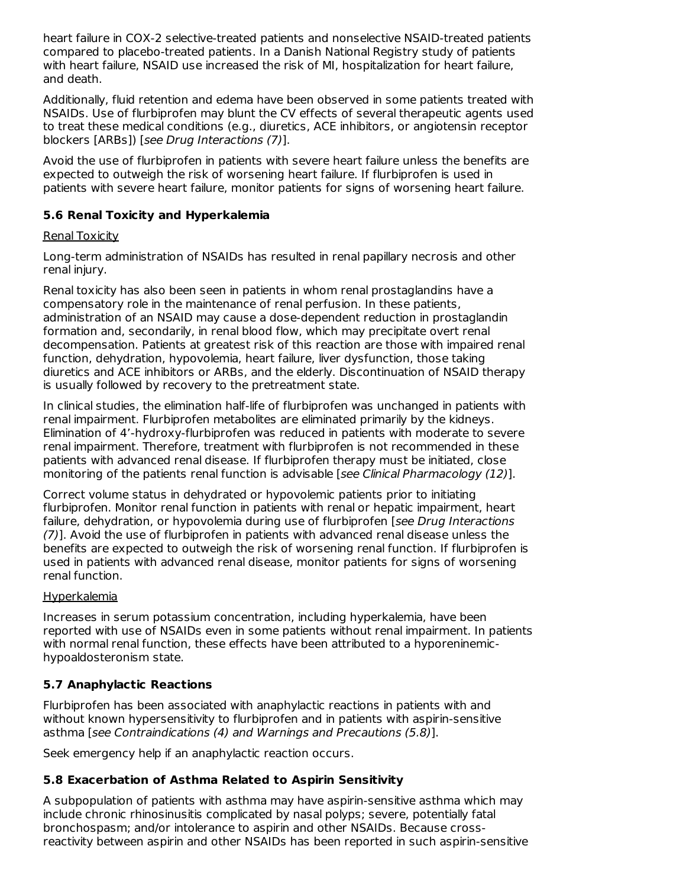heart failure in COX-2 selective-treated patients and nonselective NSAID-treated patients compared to placebo-treated patients. In a Danish National Registry study of patients with heart failure, NSAID use increased the risk of MI, hospitalization for heart failure, and death.

Additionally, fluid retention and edema have been observed in some patients treated with NSAIDs. Use of flurbiprofen may blunt the CV effects of several therapeutic agents used to treat these medical conditions (e.g., diuretics, ACE inhibitors, or angiotensin receptor blockers [ARBs]) [*see Drug Interactions (7)*].

Avoid the use of flurbiprofen in patients with severe heart failure unless the benefits are expected to outweigh the risk of worsening heart failure. If flurbiprofen is used in patients with severe heart failure, monitor patients for signs of worsening heart failure.

### 5.6 Renal Toxicity and Hyperkalemia

Renal Toxicity

Long-term administration of NSAIDs has resulted in renal papillary necrosis and other renal injury.

Renal toxicity has also been seen in patients in whom renal prostaglandins have a compensatory role in the maintenance of renal perfusion. In these patients, administration of an NSAID may cause a dose-dependent reduction in prostaglandin formation and, secondarily, in renal blood flow, which may precipitate overt renal decompensation. Patients at greatest risk of this reaction are those with impaired renal function, dehydration, hypovolemia, heart failure, liver dysfunction, those taking diuretics and ACE inhibitors or ARBs, and the elderly. Discontinuation of NSAID therapy is usually followed by recovery to the pretreatment state.

In clinical studies, the elimination half-life of flurbiprofen was unchanged in patients with renal impairment. Flurbiprofen metabolites are eliminated primarily by the kidneys. Elimination of 4'-hydroxy-flurbiprofen was reduced in patients with moderate to severe renal impairment. Therefore, treatment with flurbiprofen is not recommended in these patients with advanced renal disease. If flurbiprofen therapy must be initiated, close monitoring of the patients renal function is advisable [*see Clinical Pharmacology (12)*].

Correct volume status in dehydrated or hypovolemic patients prior to initiating flurbiprofen. Monitor renal function in patients with renal or hepatic impairment, heart failure, dehydration, or hypovolemia during use of flurbiprofen [*see Drug Interactions (7)*]. Avoid the use of flurbiprofen in patients with advanced renal disease unless the benefits are expected to outweigh the risk of worsening renal function. If flurbiprofen is used in patients with advanced renal disease, monitor patients for signs of worsening renal function.

Hyperkalemia

Increases in serum potassium concentration, including hyperkalemia, have been reported with use of NSAIDs even in some patients without renal impairment. In patients with normal renal function, these effects have been attributed to a hyporeninemic-hypoaldosteronism state.

### 5.7 Anaphylactic Reactions

Flurbiprofen has been associated with anaphylactic reactions in patients with and without known hypersensitivity to flurbiprofen and in patients with aspirin-sensitive asthma [*see Contraindications (4) and Warnings and Precautions (5.8)*].

Seek emergency help if an anaphylactic reaction occurs.

### 5.8 Exacerbation of Asthma Related to Aspirin Sensitivity

A subpopulation of patients with asthma may have aspirin-sensitive asthma which may include chronic rhinosinusitis complicated by nasal polyps; severe, potentially fatal bronchospasm; and/or intolerance to aspirin and other NSAIDs. Because cross-reactivity between aspirin and other NSAIDs has been reported in such aspirin-sensitive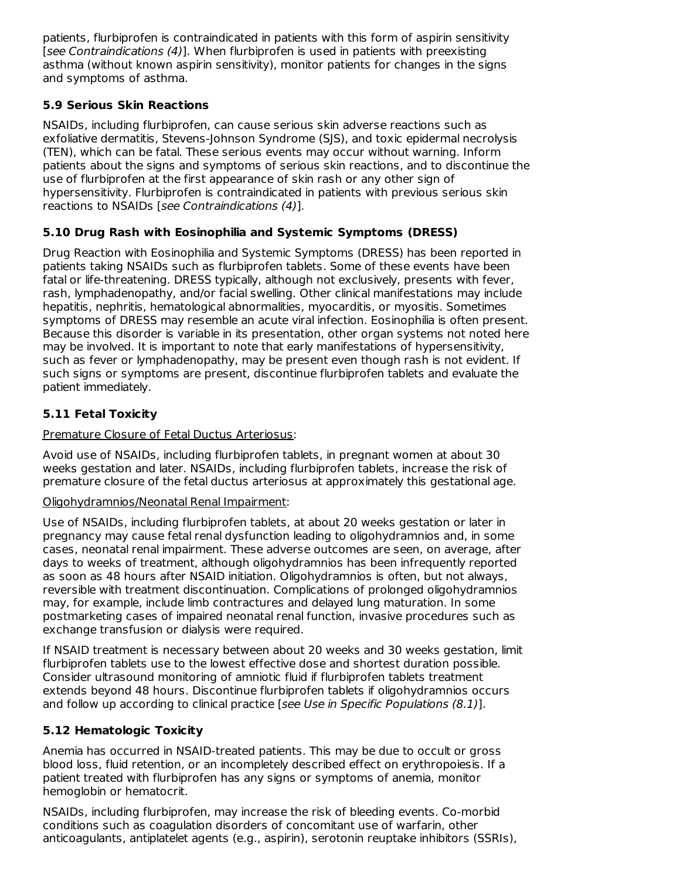patients, flurbiprofen is contraindicated in patients with this form of aspirin sensitivity [*see Contraindications (4)*]. When flurbiprofen is used in patients with preexisting asthma (without known aspirin sensitivity), monitor patients for changes in the signs and symptoms of asthma.

### 5.9 Serious Skin Reactions

NSAIDs, including flurbiprofen, can cause serious skin adverse reactions such as exfoliative dermatitis, Stevens-Johnson Syndrome (SJS), and toxic epidermal necrolysis (TEN), which can be fatal. These serious events may occur without warning. Inform patients about the signs and symptoms of serious skin reactions, and to discontinue the use of flurbiprofen at the first appearance of skin rash or any other sign of hypersensitivity. Flurbiprofen is contraindicated in patients with previous serious skin reactions to NSAIDs [*see Contraindications (4)*].

### 5.10 Drug Rash with Eosinophilia and Systemic Symptoms (DRESS)

Drug Reaction with Eosinophilia and Systemic Symptoms (DRESS) has been reported in patients taking NSAIDs such as flurbiprofen tablets. Some of these events have been fatal or life-threatening. DRESS typically, although not exclusively, presents with fever, rash, lymphadenopathy, and/or facial swelling. Other clinical manifestations may include hepatitis, nephritis, hematological abnormalities, myocarditis, or myositis. Sometimes symptoms of DRESS may resemble an acute viral infection. Eosinophilia is often present. Because this disorder is variable in its presentation, other organ systems not noted here may be involved. It is important to note that early manifestations of hypersensitivity, such as fever or lymphadenopathy, may be present even though rash is not evident. If such signs or symptoms are present, discontinue flurbiprofen tablets and evaluate the patient immediately.

### 5.11 Fetal Toxicity

Premature Closure of Fetal Ductus Arteriosus:

Avoid use of NSAIDs, including flurbiprofen tablets, in pregnant women at about 30 weeks gestation and later. NSAIDs, including flurbiprofen tablets, increase the risk of premature closure of the fetal ductus arteriosus at approximately this gestational age.

Oligohydramnios/Neonatal Renal Impairment:

Use of NSAIDs, including flurbiprofen tablets, at about 20 weeks gestation or later in pregnancy may cause fetal renal dysfunction leading to oligohydramnios and, in some cases, neonatal renal impairment. These adverse outcomes are seen, on average, after days to weeks of treatment, although oligohydramnios has been infrequently reported as soon as 48 hours after NSAID initiation. Oligohydramnios is often, but not always, reversible with treatment discontinuation. Complications of prolonged oligohydramnios may, for example, include limb contractures and delayed lung maturation. In some postmarketing cases of impaired neonatal renal function, invasive procedures such as exchange transfusion or dialysis were required.

If NSAID treatment is necessary between about 20 weeks and 30 weeks gestation, limit flurbiprofen tablets use to the lowest effective dose and shortest duration possible. Consider ultrasound monitoring of amniotic fluid if flurbiprofen tablets treatment extends beyond 48 hours. Discontinue flurbiprofen tablets if oligohydramnios occurs and follow up according to clinical practice [*see Use in Specific Populations (8.1)*].

### 5.12 Hematologic Toxicity

Anemia has occurred in NSAID-treated patients. This may be due to occult or gross blood loss, fluid retention, or an incompletely described effect on erythropoiesis. If a patient treated with flurbiprofen has any signs or symptoms of anemia, monitor hemoglobin or hematocrit.

NSAIDs, including flurbiprofen, may increase the risk of bleeding events. Co-morbid conditions such as coagulation disorders of concomitant use of warfarin, other anticoagulants, antiplatelet agents (e.g., aspirin), serotonin reuptake inhibitors (SSRIs),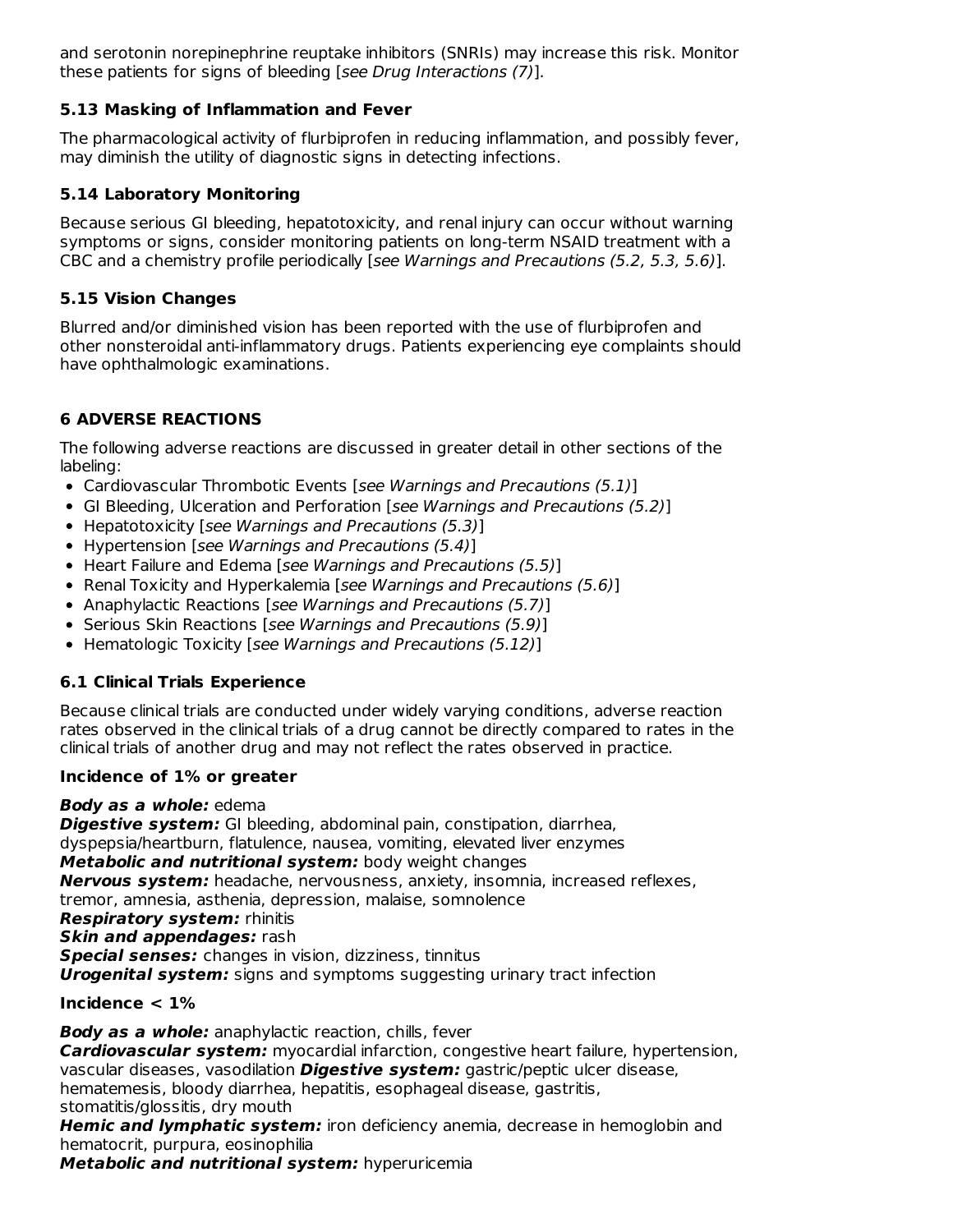and serotonin norepinephrine reuptake inhibitors (SNRIs) may increase this risk. Monitor these patients for signs of bleeding [*see Drug Interactions (7)*].

### 5.13 Masking of Inflammation and Fever

The pharmacological activity of flurbiprofen in reducing inflammation, and possibly fever, may diminish the utility of diagnostic signs in detecting infections.

### 5.14 Laboratory Monitoring

Because serious GI bleeding, hepatotoxicity, and renal injury can occur without warning symptoms or signs, consider monitoring patients on long-term NSAID treatment with a CBC and a chemistry profile periodically [*see Warnings and Precautions (5.2, 5.3, 5.6)*].

### 5.15 Vision Changes

Blurred and/or diminished vision has been reported with the use of flurbiprofen and other nonsteroidal anti-inflammatory drugs. Patients experiencing eye complaints should have ophthalmologic examinations.

## 6 ADVERSE REACTIONS

The following adverse reactions are discussed in greater detail in other sections of the labeling:

- Cardiovascular Thrombotic Events [*see Warnings and Precautions (5.1)*]
- GI Bleeding, Ulceration and Perforation [*see Warnings and Precautions (5.2)*]
- Hepatotoxicity [*see Warnings and Precautions (5.3)*]
- Hypertension [*see Warnings and Precautions (5.4)*]
- Heart Failure and Edema [*see Warnings and Precautions (5.5)*]
- Renal Toxicity and Hyperkalemia [*see Warnings and Precautions (5.6)*]
- Anaphylactic Reactions [*see Warnings and Precautions (5.7)*]
- Serious Skin Reactions [*see Warnings and Precautions (5.9)*]
- Hematologic Toxicity [*see Warnings and Precautions (5.12)*]

### 6.1 Clinical Trials Experience

Because clinical trials are conducted under widely varying conditions, adverse reaction rates observed in the clinical trials of a drug cannot be directly compared to rates in the clinical trials of another drug and may not reflect the rates observed in practice.

**Incidence of 1% or greater**

***Body as a whole:*** edema
***Digestive system:*** GI bleeding, abdominal pain, constipation, diarrhea, dyspepsia/heartburn, flatulence, nausea, vomiting, elevated liver enzymes
***Metabolic and nutritional system:*** body weight changes
***Nervous system:*** headache, nervousness, anxiety, insomnia, increased reflexes, tremor, amnesia, asthenia, depression, malaise, somnolence
***Respiratory system:*** rhinitis
***Skin and appendages:*** rash
***Special senses:*** changes in vision, dizziness, tinnitus
***Urogenital system:*** signs and symptoms suggesting urinary tract infection

**Incidence < 1%**

***Body as a whole:*** anaphylactic reaction, chills, fever
***Cardiovascular system:*** myocardial infarction, congestive heart failure, hypertension, vascular diseases, vasodilation ***Digestive system:*** gastric/peptic ulcer disease, hematemesis, bloody diarrhea, hepatitis, esophageal disease, gastritis, stomatitis/glossitis, dry mouth
***Hemic and lymphatic system:*** iron deficiency anemia, decrease in hemoglobin and hematocrit, purpura, eosinophilia
***Metabolic and nutritional system:*** hyperuricemia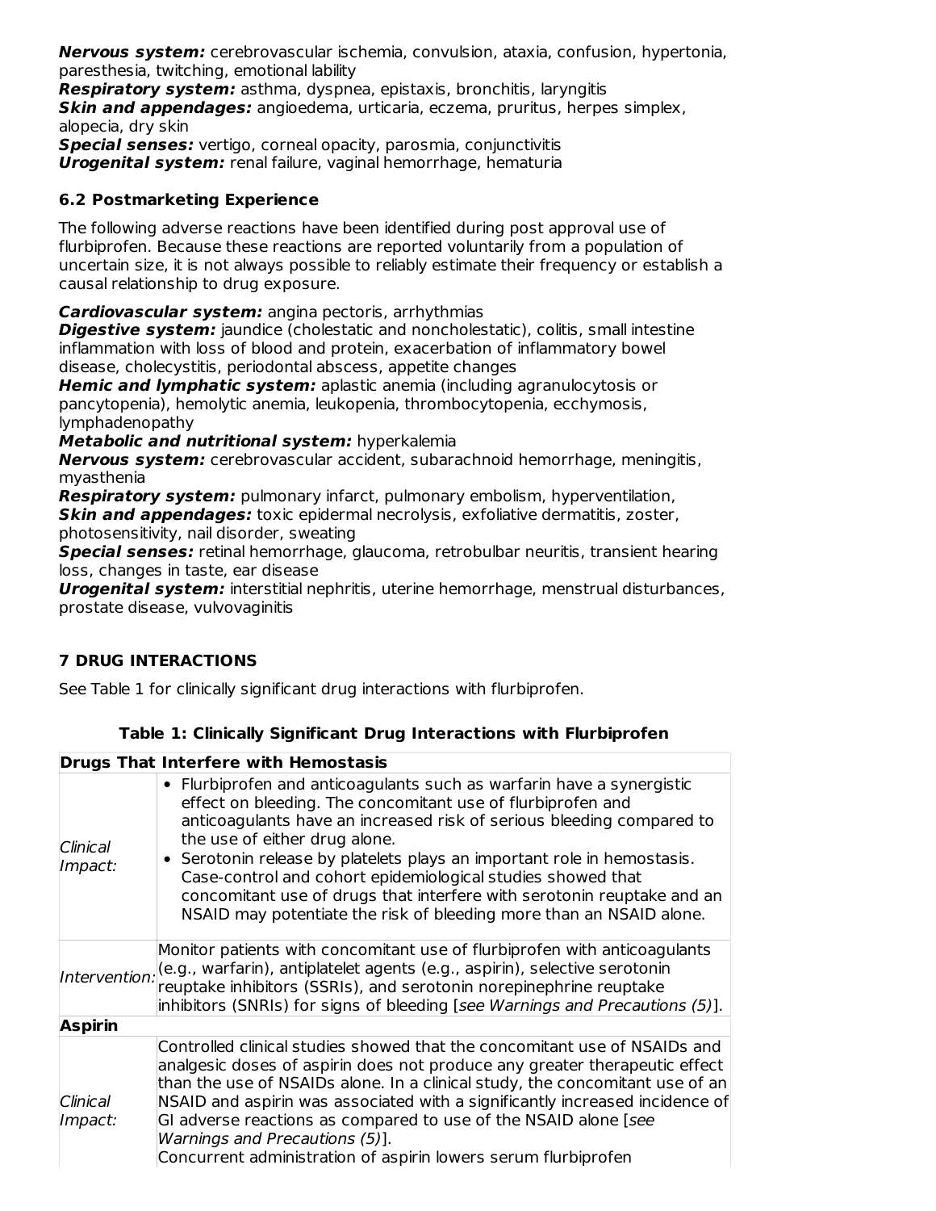***Nervous system:*** cerebrovascular ischemia, convulsion, ataxia, confusion, hypertonia, paresthesia, twitching, emotional lability
***Respiratory system:*** asthma, dyspnea, epistaxis, bronchitis, laryngitis
***Skin and appendages:*** angioedema, urticaria, eczema, pruritus, herpes simplex, alopecia, dry skin
***Special senses:*** vertigo, corneal opacity, parosmia, conjunctivitis
***Urogenital system:*** renal failure, vaginal hemorrhage, hematuria

### 6.2 Postmarketing Experience

The following adverse reactions have been identified during post approval use of flurbiprofen. Because these reactions are reported voluntarily from a population of uncertain size, it is not always possible to reliably estimate their frequency or establish a causal relationship to drug exposure.

***Cardiovascular system:*** angina pectoris, arrhythmias
***Digestive system:*** jaundice (cholestatic and noncholestatic), colitis, small intestine inflammation with loss of blood and protein, exacerbation of inflammatory bowel disease, cholecystitis, periodontal abscess, appetite changes
***Hemic and lymphatic system:*** aplastic anemia (including agranulocytosis or pancytopenia), hemolytic anemia, leukopenia, thrombocytopenia, ecchymosis, lymphadenopathy
***Metabolic and nutritional system:*** hyperkalemia
***Nervous system:*** cerebrovascular accident, subarachnoid hemorrhage, meningitis, myasthenia
***Respiratory system:*** pulmonary infarct, pulmonary embolism, hyperventilation,
***Skin and appendages:*** toxic epidermal necrolysis, exfoliative dermatitis, zoster, photosensitivity, nail disorder, sweating
***Special senses:*** retinal hemorrhage, glaucoma, retrobulbar neuritis, transient hearing loss, changes in taste, ear disease
***Urogenital system:*** interstitial nephritis, uterine hemorrhage, menstrual disturbances, prostate disease, vulvovaginitis

## 7 DRUG INTERACTIONS

See Table 1 for clinically significant drug interactions with flurbiprofen.

**Table 1: Clinically Significant Drug Interactions with Flurbiprofen**

| **Drugs That Interfere with Hemostasis** | |
|---|---|
| *Clinical Impact:* | • Flurbiprofen and anticoagulants such as warfarin have a synergistic effect on bleeding. The concomitant use of flurbiprofen and anticoagulants have an increased risk of serious bleeding compared to the use of either drug alone. <br> • Serotonin release by platelets plays an important role in hemostasis. Case-control and cohort epidemiological studies showed that concomitant use of drugs that interfere with serotonin reuptake and an NSAID may potentiate the risk of bleeding more than an NSAID alone. |
| *Intervention:* | Monitor patients with concomitant use of flurbiprofen with anticoagulants (e.g., warfarin), antiplatelet agents (e.g., aspirin), selective serotonin reuptake inhibitors (SSRIs), and serotonin norepinephrine reuptake inhibitors (SNRIs) for signs of bleeding [*see Warnings and Precautions (5)*]. |
| **Aspirin** | |
| *Clinical Impact:* | Controlled clinical studies showed that the concomitant use of NSAIDs and analgesic doses of aspirin does not produce any greater therapeutic effect than the use of NSAIDs alone. In a clinical study, the concomitant use of an NSAID and aspirin was associated with a significantly increased incidence of GI adverse reactions as compared to use of the NSAID alone [*see Warnings and Precautions (5)*]. <br> Concurrent administration of aspirin lowers serum flurbiprofen |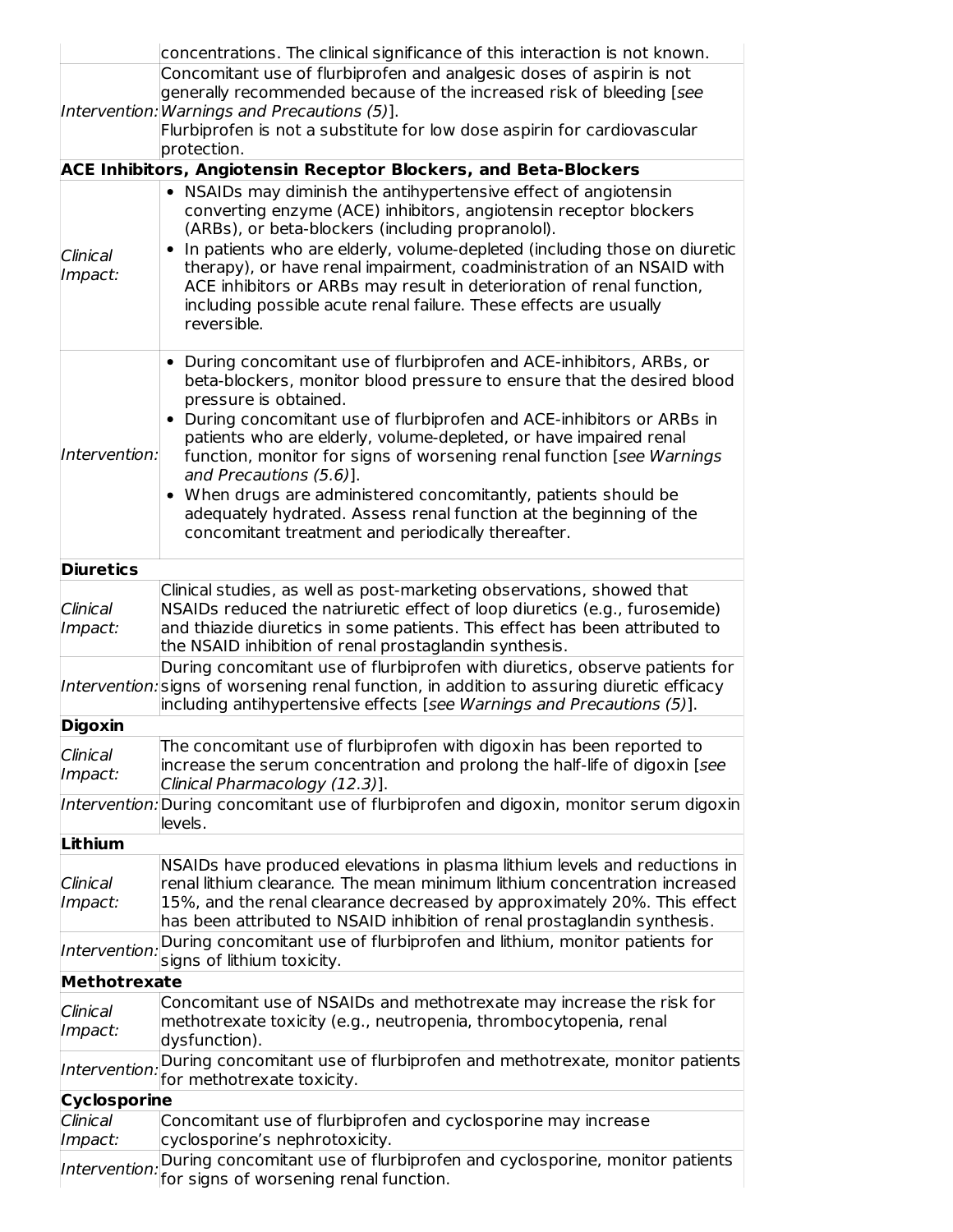| | |
|---|---|
| | concentrations. The clinical significance of this interaction is not known. |
| *Intervention:* | Concomitant use of flurbiprofen and analgesic doses of aspirin is not generally recommended because of the increased risk of bleeding [*see Warnings and Precautions (5)*].<br>Flurbiprofen is not a substitute for low dose aspirin for cardiovascular protection. |
| **ACE Inhibitors, Angiotensin Receptor Blockers, and Beta-Blockers** | |
| *Clinical Impact:* | • NSAIDs may diminish the antihypertensive effect of angiotensin converting enzyme (ACE) inhibitors, angiotensin receptor blockers (ARBs), or beta-blockers (including propranolol).<br>• In patients who are elderly, volume-depleted (including those on diuretic therapy), or have renal impairment, coadministration of an NSAID with ACE inhibitors or ARBs may result in deterioration of renal function, including possible acute renal failure. These effects are usually reversible. |
| *Intervention:* | • During concomitant use of flurbiprofen and ACE-inhibitors, ARBs, or beta-blockers, monitor blood pressure to ensure that the desired blood pressure is obtained.<br>• During concomitant use of flurbiprofen and ACE-inhibitors or ARBs in patients who are elderly, volume-depleted, or have impaired renal function, monitor for signs of worsening renal function [*see Warnings and Precautions (5.6)*].<br>• When drugs are administered concomitantly, patients should be adequately hydrated. Assess renal function at the beginning of the concomitant treatment and periodically thereafter. |
| **Diuretics** | |
| *Clinical Impact:* | Clinical studies, as well as post-marketing observations, showed that NSAIDs reduced the natriuretic effect of loop diuretics (e.g., furosemide) and thiazide diuretics in some patients. This effect has been attributed to the NSAID inhibition of renal prostaglandin synthesis. |
| *Intervention:* | During concomitant use of flurbiprofen with diuretics, observe patients for signs of worsening renal function, in addition to assuring diuretic efficacy including antihypertensive effects [*see Warnings and Precautions (5)*]. |
| **Digoxin** | |
| *Clinical Impact:* | The concomitant use of flurbiprofen with digoxin has been reported to increase the serum concentration and prolong the half-life of digoxin [*see Clinical Pharmacology (12.3)*]. |
| *Intervention:* | During concomitant use of flurbiprofen and digoxin, monitor serum digoxin levels. |
| **Lithium** | |
| *Clinical Impact:* | NSAIDs have produced elevations in plasma lithium levels and reductions in renal lithium clearance. The mean minimum lithium concentration increased 15%, and the renal clearance decreased by approximately 20%. This effect has been attributed to NSAID inhibition of renal prostaglandin synthesis. |
| *Intervention:* | During concomitant use of flurbiprofen and lithium, monitor patients for signs of lithium toxicity. |
| **Methotrexate** | |
| *Clinical Impact:* | Concomitant use of NSAIDs and methotrexate may increase the risk for methotrexate toxicity (e.g., neutropenia, thrombocytopenia, renal dysfunction). |
| *Intervention:* | During concomitant use of flurbiprofen and methotrexate, monitor patients for methotrexate toxicity. |
| **Cyclosporine** | |
| *Clinical Impact:* | Concomitant use of flurbiprofen and cyclosporine may increase cyclosporine's nephrotoxicity. |
| *Intervention:* | During concomitant use of flurbiprofen and cyclosporine, monitor patients for signs of worsening renal function. |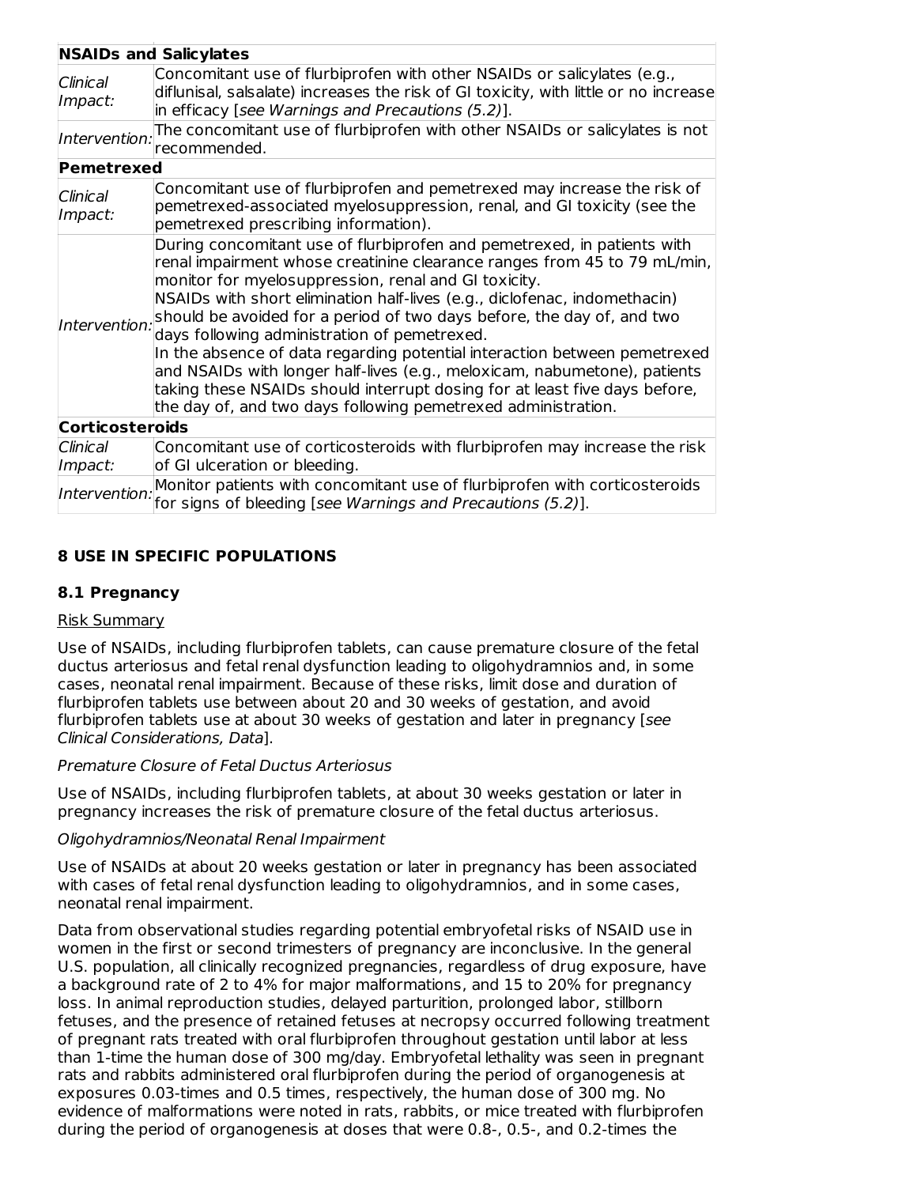| **NSAIDs and Salicylates** | |
|---|---|
| *Clinical Impact:* | Concomitant use of flurbiprofen with other NSAIDs or salicylates (e.g., diflunisal, salsalate) increases the risk of GI toxicity, with little or no increase in efficacy [*see Warnings and Precautions (5.2)*]. |
| *Intervention:* | The concomitant use of flurbiprofen with other NSAIDs or salicylates is not recommended. |
| **Pemetrexed** | |
| *Clinical Impact:* | Concomitant use of flurbiprofen and pemetrexed may increase the risk of pemetrexed-associated myelosuppression, renal, and GI toxicity (see the pemetrexed prescribing information). |
| *Intervention:* | During concomitant use of flurbiprofen and pemetrexed, in patients with renal impairment whose creatinine clearance ranges from 45 to 79 mL/min, monitor for myelosuppression, renal and GI toxicity.<br>NSAIDs with short elimination half-lives (e.g., diclofenac, indomethacin) should be avoided for a period of two days before, the day of, and two days following administration of pemetrexed.<br>In the absence of data regarding potential interaction between pemetrexed and NSAIDs with longer half-lives (e.g., meloxicam, nabumetone), patients taking these NSAIDs should interrupt dosing for at least five days before, the day of, and two days following pemetrexed administration. |
| **Corticosteroids** | |
| *Clinical Impact:* | Concomitant use of corticosteroids with flurbiprofen may increase the risk of GI ulceration or bleeding. |
| *Intervention:* | Monitor patients with concomitant use of flurbiprofen with corticosteroids for signs of bleeding [*see Warnings and Precautions (5.2)*]. |

## 8 USE IN SPECIFIC POPULATIONS

### 8.1 Pregnancy

Risk Summary

Use of NSAIDs, including flurbiprofen tablets, can cause premature closure of the fetal ductus arteriosus and fetal renal dysfunction leading to oligohydramnios and, in some cases, neonatal renal impairment. Because of these risks, limit dose and duration of flurbiprofen tablets use between about 20 and 30 weeks of gestation, and avoid flurbiprofen tablets use at about 30 weeks of gestation and later in pregnancy [*see Clinical Considerations, Data*].

*Premature Closure of Fetal Ductus Arteriosus*

Use of NSAIDs, including flurbiprofen tablets, at about 30 weeks gestation or later in pregnancy increases the risk of premature closure of the fetal ductus arteriosus.

*Oligohydramnios/Neonatal Renal Impairment*

Use of NSAIDs at about 20 weeks gestation or later in pregnancy has been associated with cases of fetal renal dysfunction leading to oligohydramnios, and in some cases, neonatal renal impairment.

Data from observational studies regarding potential embryofetal risks of NSAID use in women in the first or second trimesters of pregnancy are inconclusive. In the general U.S. population, all clinically recognized pregnancies, regardless of drug exposure, have a background rate of 2 to 4% for major malformations, and 15 to 20% for pregnancy loss. In animal reproduction studies, delayed parturition, prolonged labor, stillborn fetuses, and the presence of retained fetuses at necropsy occurred following treatment of pregnant rats treated with oral flurbiprofen throughout gestation until labor at less than 1-time the human dose of 300 mg/day. Embryofetal lethality was seen in pregnant rats and rabbits administered oral flurbiprofen during the period of organogenesis at exposures 0.03-times and 0.5 times, respectively, the human dose of 300 mg. No evidence of malformations were noted in rats, rabbits, or mice treated with flurbiprofen during the period of organogenesis at doses that were 0.8-, 0.5-, and 0.2-times the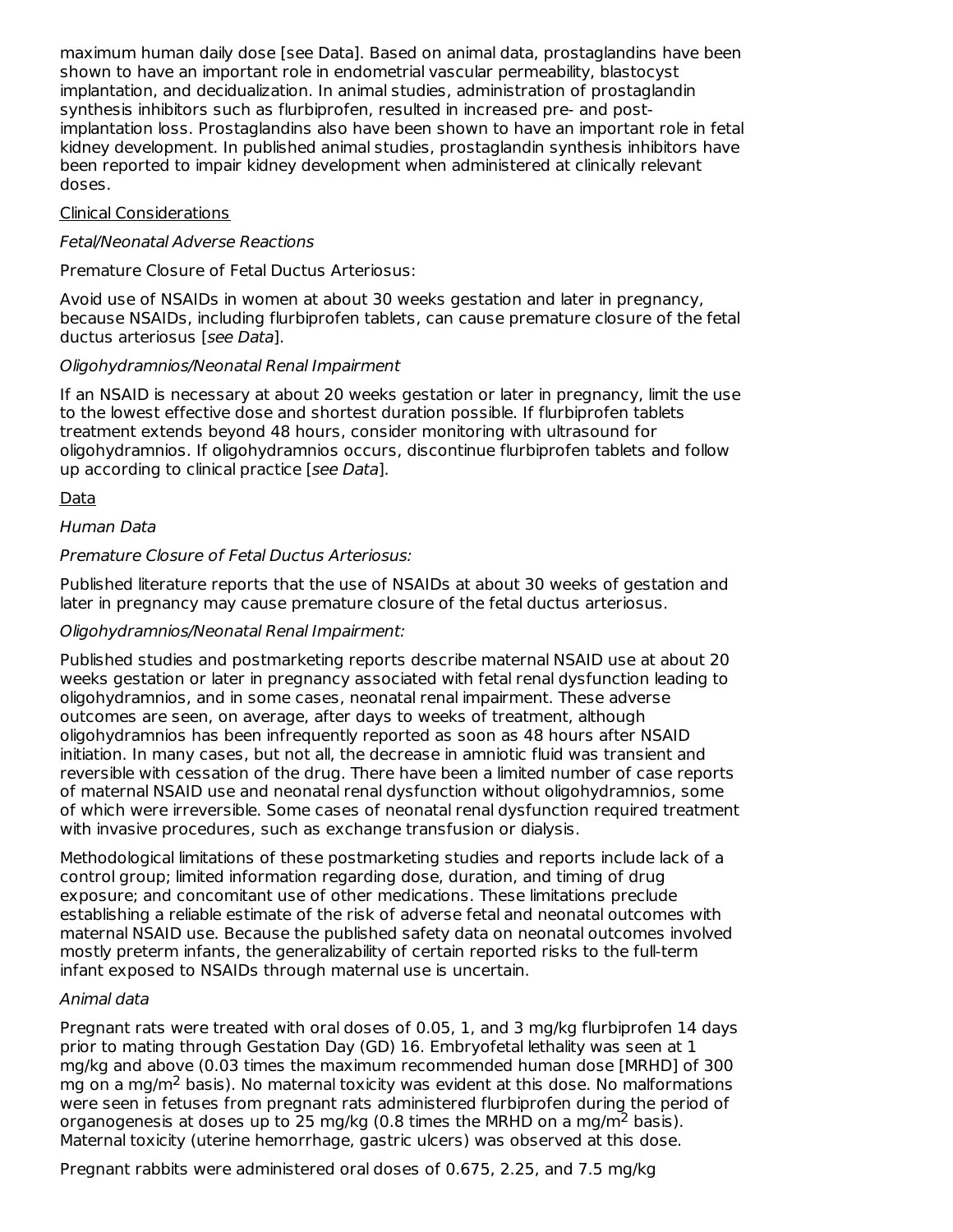maximum human daily dose [see Data]. Based on animal data, prostaglandins have been shown to have an important role in endometrial vascular permeability, blastocyst implantation, and decidualization. In animal studies, administration of prostaglandin synthesis inhibitors such as flurbiprofen, resulted in increased pre- and post-implantation loss. Prostaglandins also have been shown to have an important role in fetal kidney development. In published animal studies, prostaglandin synthesis inhibitors have been reported to impair kidney development when administered at clinically relevant doses.

Clinical Considerations

*Fetal/Neonatal Adverse Reactions*

Premature Closure of Fetal Ductus Arteriosus:

Avoid use of NSAIDs in women at about 30 weeks gestation and later in pregnancy, because NSAIDs, including flurbiprofen tablets, can cause premature closure of the fetal ductus arteriosus [*see Data*].

*Oligohydramnios/Neonatal Renal Impairment*

If an NSAID is necessary at about 20 weeks gestation or later in pregnancy, limit the use to the lowest effective dose and shortest duration possible. If flurbiprofen tablets treatment extends beyond 48 hours, consider monitoring with ultrasound for oligohydramnios. If oligohydramnios occurs, discontinue flurbiprofen tablets and follow up according to clinical practice [*see Data*].

Data

*Human Data*

*Premature Closure of Fetal Ductus Arteriosus:*

Published literature reports that the use of NSAIDs at about 30 weeks of gestation and later in pregnancy may cause premature closure of the fetal ductus arteriosus.

*Oligohydramnios/Neonatal Renal Impairment:*

Published studies and postmarketing reports describe maternal NSAID use at about 20 weeks gestation or later in pregnancy associated with fetal renal dysfunction leading to oligohydramnios, and in some cases, neonatal renal impairment. These adverse outcomes are seen, on average, after days to weeks of treatment, although oligohydramnios has been infrequently reported as soon as 48 hours after NSAID initiation. In many cases, but not all, the decrease in amniotic fluid was transient and reversible with cessation of the drug. There have been a limited number of case reports of maternal NSAID use and neonatal renal dysfunction without oligohydramnios, some of which were irreversible. Some cases of neonatal renal dysfunction required treatment with invasive procedures, such as exchange transfusion or dialysis.

Methodological limitations of these postmarketing studies and reports include lack of a control group; limited information regarding dose, duration, and timing of drug exposure; and concomitant use of other medications. These limitations preclude establishing a reliable estimate of the risk of adverse fetal and neonatal outcomes with maternal NSAID use. Because the published safety data on neonatal outcomes involved mostly preterm infants, the generalizability of certain reported risks to the full-term infant exposed to NSAIDs through maternal use is uncertain.

*Animal data*

Pregnant rats were treated with oral doses of 0.05, 1, and 3 mg/kg flurbiprofen 14 days prior to mating through Gestation Day (GD) 16. Embryofetal lethality was seen at 1 mg/kg and above (0.03 times the maximum recommended human dose [MRHD] of 300 mg on a mg/m$^2$ basis). No maternal toxicity was evident at this dose. No malformations were seen in fetuses from pregnant rats administered flurbiprofen during the period of organogenesis at doses up to 25 mg/kg (0.8 times the MRHD on a mg/m$^2$ basis). Maternal toxicity (uterine hemorrhage, gastric ulcers) was observed at this dose.

Pregnant rabbits were administered oral doses of 0.675, 2.25, and 7.5 mg/kg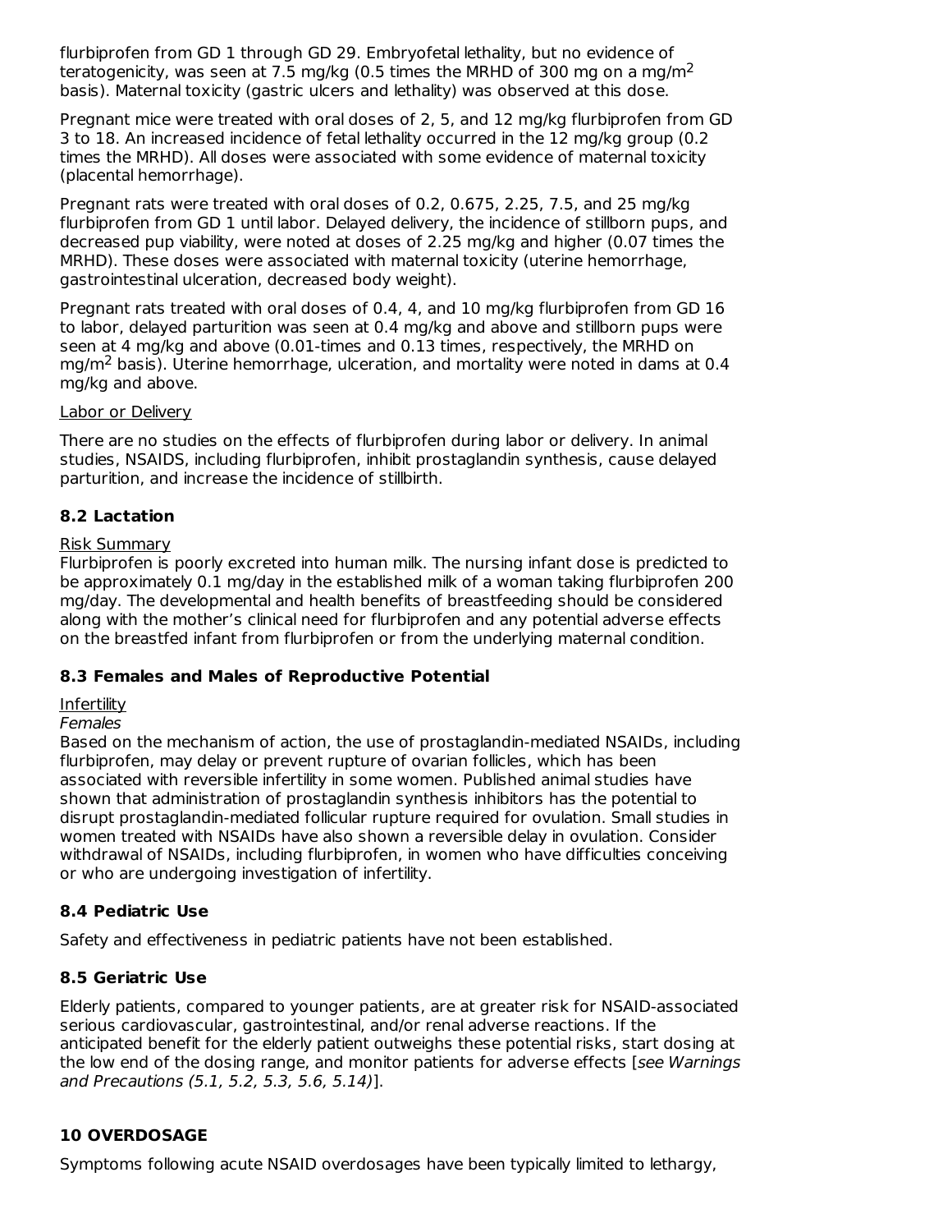flurbiprofen from GD 1 through GD 29. Embryofetal lethality, but no evidence of teratogenicity, was seen at 7.5 mg/kg (0.5 times the MRHD of 300 mg on a mg/m$^2$ basis). Maternal toxicity (gastric ulcers and lethality) was observed at this dose.

Pregnant mice were treated with oral doses of 2, 5, and 12 mg/kg flurbiprofen from GD 3 to 18. An increased incidence of fetal lethality occurred in the 12 mg/kg group (0.2 times the MRHD). All doses were associated with some evidence of maternal toxicity (placental hemorrhage).

Pregnant rats were treated with oral doses of 0.2, 0.675, 2.25, 7.5, and 25 mg/kg flurbiprofen from GD 1 until labor. Delayed delivery, the incidence of stillborn pups, and decreased pup viability, were noted at doses of 2.25 mg/kg and higher (0.07 times the MRHD). These doses were associated with maternal toxicity (uterine hemorrhage, gastrointestinal ulceration, decreased body weight).

Pregnant rats treated with oral doses of 0.4, 4, and 10 mg/kg flurbiprofen from GD 16 to labor, delayed parturition was seen at 0.4 mg/kg and above and stillborn pups were seen at 4 mg/kg and above (0.01-times and 0.13 times, respectively, the MRHD on mg/m$^2$ basis). Uterine hemorrhage, ulceration, and mortality were noted in dams at 0.4 mg/kg and above.

Labor or Delivery

There are no studies on the effects of flurbiprofen during labor or delivery. In animal studies, NSAIDS, including flurbiprofen, inhibit prostaglandin synthesis, cause delayed parturition, and increase the incidence of stillbirth.

### 8.2 Lactation

Risk Summary

Flurbiprofen is poorly excreted into human milk. The nursing infant dose is predicted to be approximately 0.1 mg/day in the established milk of a woman taking flurbiprofen 200 mg/day. The developmental and health benefits of breastfeeding should be considered along with the mother's clinical need for flurbiprofen and any potential adverse effects on the breastfed infant from flurbiprofen or from the underlying maternal condition.

### 8.3 Females and Males of Reproductive Potential

Infertility

*Females*

Based on the mechanism of action, the use of prostaglandin-mediated NSAIDs, including flurbiprofen, may delay or prevent rupture of ovarian follicles, which has been associated with reversible infertility in some women. Published animal studies have shown that administration of prostaglandin synthesis inhibitors has the potential to disrupt prostaglandin-mediated follicular rupture required for ovulation. Small studies in women treated with NSAIDs have also shown a reversible delay in ovulation. Consider withdrawal of NSAIDs, including flurbiprofen, in women who have difficulties conceiving or who are undergoing investigation of infertility.

### 8.4 Pediatric Use

Safety and effectiveness in pediatric patients have not been established.

### 8.5 Geriatric Use

Elderly patients, compared to younger patients, are at greater risk for NSAID-associated serious cardiovascular, gastrointestinal, and/or renal adverse reactions. If the anticipated benefit for the elderly patient outweighs these potential risks, start dosing at the low end of the dosing range, and monitor patients for adverse effects [*see Warnings and Precautions (5.1, 5.2, 5.3, 5.6, 5.14)*].

## 10 OVERDOSAGE

Symptoms following acute NSAID overdosages have been typically limited to lethargy,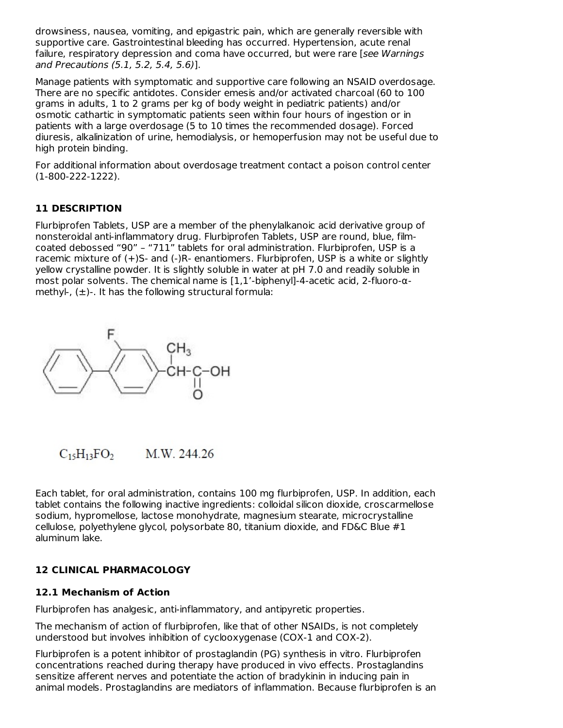drowsiness, nausea, vomiting, and epigastric pain, which are generally reversible with supportive care. Gastrointestinal bleeding has occurred. Hypertension, acute renal failure, respiratory depression and coma have occurred, but were rare [*see Warnings and Precautions (5.1, 5.2, 5.4, 5.6)*].

Manage patients with symptomatic and supportive care following an NSAID overdosage. There are no specific antidotes. Consider emesis and/or activated charcoal (60 to 100 grams in adults, 1 to 2 grams per kg of body weight in pediatric patients) and/or osmotic cathartic in symptomatic patients seen within four hours of ingestion or in patients with a large overdosage (5 to 10 times the recommended dosage). Forced diuresis, alkalinization of urine, hemodialysis, or hemoperfusion may not be useful due to high protein binding.

For additional information about overdosage treatment contact a poison control center (1-800-222-1222).

## 11 DESCRIPTION

Flurbiprofen Tablets, USP are a member of the phenylalkanoic acid derivative group of nonsteroidal anti-inflammatory drug. Flurbiprofen Tablets, USP are round, blue, film-coated debossed “90” – “711” tablets for oral administration. Flurbiprofen, USP is a racemic mixture of (+)S- and (-)R- enantiomers. Flurbiprofen, USP is a white or slightly yellow crystalline powder. It is slightly soluble in water at pH 7.0 and readily soluble in most polar solvents. The chemical name is [1,1’-biphenyl]-4-acetic acid, 2-fluoro-α-methyl-, (±)-. It has the following structural formula:

$C_{15}H_{13}FO_2$ M.W. 244.26

Each tablet, for oral administration, contains 100 mg flurbiprofen, USP. In addition, each tablet contains the following inactive ingredients: colloidal silicon dioxide, croscarmellose sodium, hypromellose, lactose monohydrate, magnesium stearate, microcrystalline cellulose, polyethylene glycol, polysorbate 80, titanium dioxide, and FD&C Blue #1 aluminum lake.

## 12 CLINICAL PHARMACOLOGY

### 12.1 Mechanism of Action

Flurbiprofen has analgesic, anti-inflammatory, and antipyretic properties.

The mechanism of action of flurbiprofen, like that of other NSAIDs, is not completely understood but involves inhibition of cyclooxygenase (COX-1 and COX-2).

Flurbiprofen is a potent inhibitor of prostaglandin (PG) synthesis in vitro. Flurbiprofen concentrations reached during therapy have produced in vivo effects. Prostaglandins sensitize afferent nerves and potentiate the action of bradykinin in inducing pain in animal models. Prostaglandins are mediators of inflammation. Because flurbiprofen is an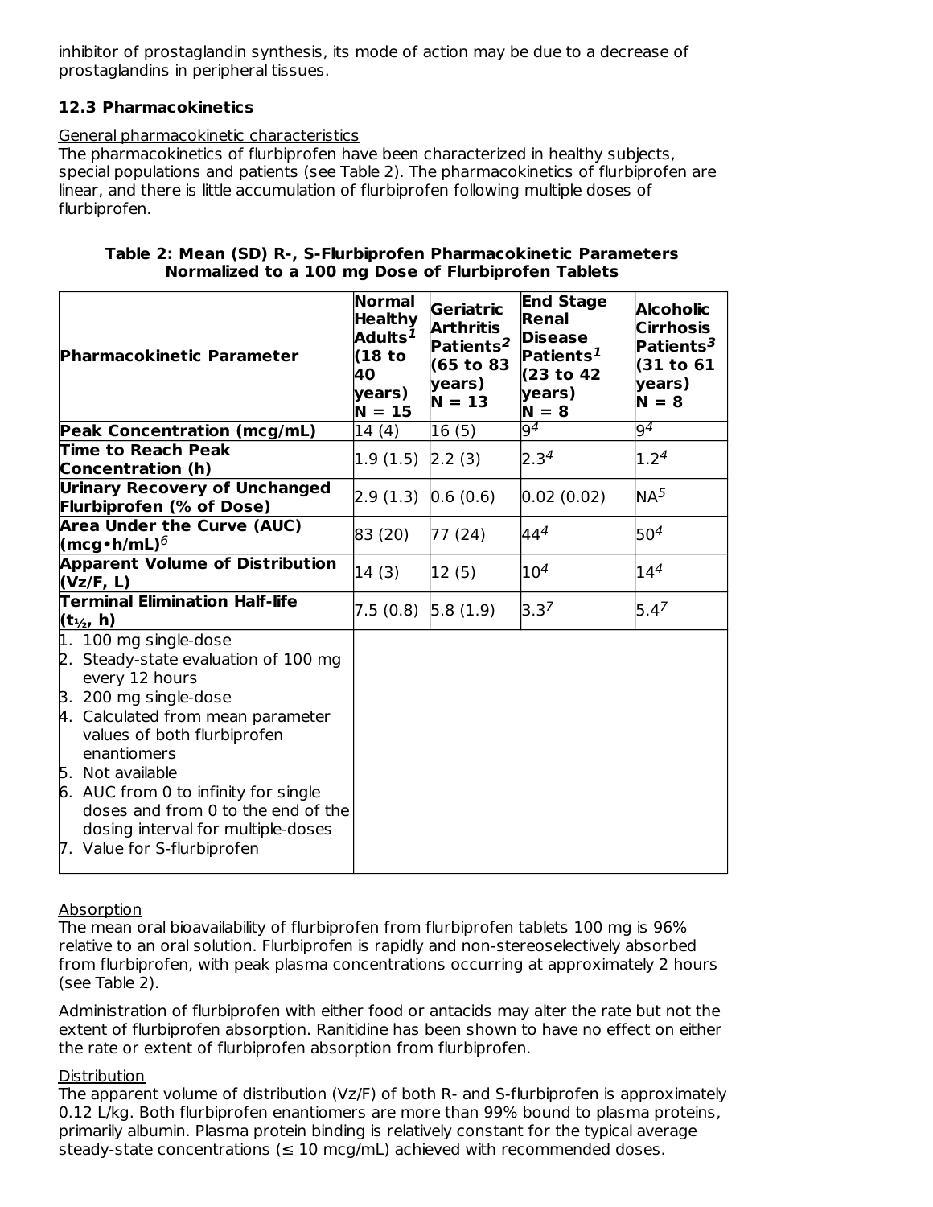inhibitor of prostaglandin synthesis, its mode of action may be due to a decrease of prostaglandins in peripheral tissues.

### 12.3 Pharmacokinetics

General pharmacokinetic characteristics

The pharmacokinetics of flurbiprofen have been characterized in healthy subjects, special populations and patients (see Table 2). The pharmacokinetics of flurbiprofen are linear, and there is little accumulation of flurbiprofen following multiple doses of flurbiprofen.

**Table 2: Mean (SD) R-, S-Flurbiprofen Pharmacokinetic Parameters Normalized to a 100 mg Dose of Flurbiprofen Tablets**

| Pharmacokinetic Parameter | Normal Healthy Adults[1] (18 to 40 years) N = 15 | Geriatric Arthritis Patients[2] (65 to 83 years) N = 13 | End Stage Renal Disease Patients[1] (23 to 42 years) N = 8 | Alcoholic Cirrhosis Patients[3] (31 to 61 years) N = 8 |
|---|---|---|---|---|
| **Peak Concentration (mcg/mL)** | 14 (4) | 16 (5) | 9[4] | 9[4] |
| **Time to Reach Peak Concentration (h)** | 1.9 (1.5) | 2.2 (3) | 2.3[4] | 1.2[4] |
| **Urinary Recovery of Unchanged Flurbiprofen (% of Dose)** | 2.9 (1.3) | 0.6 (0.6) | 0.02 (0.02) | NA[5] |
| **Area Under the Curve (AUC) (mcg•h/mL)**[6] | 83 (20) | 77 (24) | 44[4] | 50[4] |
| **Apparent Volume of Distribution (Vz/F, L)** | 14 (3) | 12 (5) | 10[4] | 14[4] |
| **Terminal Elimination Half-life ($t_{½}$, h)** | 7.5 (0.8) | 5.8 (1.9) | 3.3[7] | 5.4[7] |

1. 100 mg single-dose
2. Steady-state evaluation of 100 mg every 12 hours
3. 200 mg single-dose
4. Calculated from mean parameter values of both flurbiprofen enantiomers
5. Not available
6. AUC from 0 to infinity for single doses and from 0 to the end of the dosing interval for multiple-doses
7. Value for S-flurbiprofen

Absorption

The mean oral bioavailability of flurbiprofen from flurbiprofen tablets 100 mg is 96% relative to an oral solution. Flurbiprofen is rapidly and non-stereoselectively absorbed from flurbiprofen, with peak plasma concentrations occurring at approximately 2 hours (see Table 2).

Administration of flurbiprofen with either food or antacids may alter the rate but not the extent of flurbiprofen absorption. Ranitidine has been shown to have no effect on either the rate or extent of flurbiprofen absorption from flurbiprofen.

Distribution

The apparent volume of distribution (Vz/F) of both R- and S-flurbiprofen is approximately 0.12 L/kg. Both flurbiprofen enantiomers are more than 99% bound to plasma proteins, primarily albumin. Plasma protein binding is relatively constant for the typical average steady-state concentrations (≤ 10 mcg/mL) achieved with recommended doses.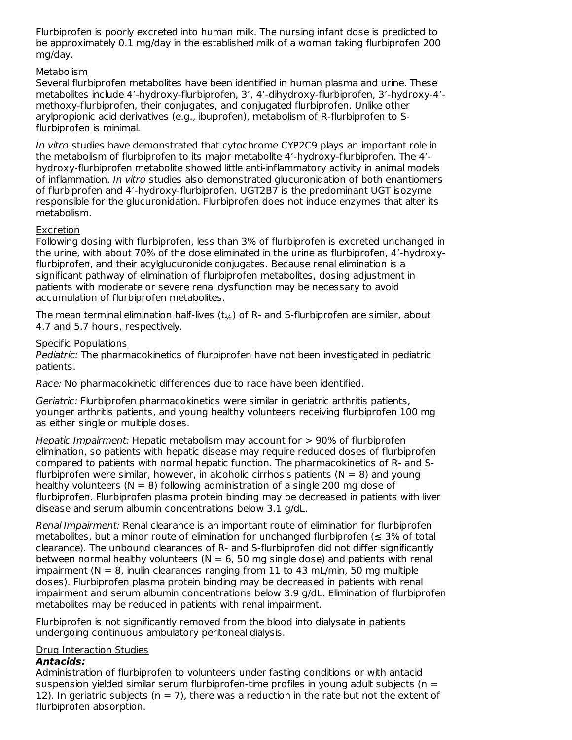Flurbiprofen is poorly excreted into human milk. The nursing infant dose is predicted to be approximately 0.1 mg/day in the established milk of a woman taking flurbiprofen 200 mg/day.

Metabolism

Several flurbiprofen metabolites have been identified in human plasma and urine. These metabolites include 4’-hydroxy-flurbiprofen, 3’, 4’-dihydroxy-flurbiprofen, 3’-hydroxy-4’-methoxy-flurbiprofen, their conjugates, and conjugated flurbiprofen. Unlike other arylpropionic acid derivatives (e.g., ibuprofen), metabolism of R-flurbiprofen to S-flurbiprofen is minimal.

*In vitro* studies have demonstrated that cytochrome CYP2C9 plays an important role in the metabolism of flurbiprofen to its major metabolite 4’-hydroxy-flurbiprofen. The 4’-hydroxy-flurbiprofen metabolite showed little anti-inflammatory activity in animal models of inflammation. *In vitro* studies also demonstrated glucuronidation of both enantiomers of flurbiprofen and 4’-hydroxy-flurbiprofen. UGT2B7 is the predominant UGT isozyme responsible for the glucuronidation. Flurbiprofen does not induce enzymes that alter its metabolism.

Excretion

Following dosing with flurbiprofen, less than 3% of flurbiprofen is excreted unchanged in the urine, with about 70% of the dose eliminated in the urine as flurbiprofen, 4’-hydroxy-flurbiprofen, and their acylglucuronide conjugates. Because renal elimination is a significant pathway of elimination of flurbiprofen metabolites, dosing adjustment in patients with moderate or severe renal dysfunction may be necessary to avoid accumulation of flurbiprofen metabolites.

The mean terminal elimination half-lives ($t_{½}$) of R- and S-flurbiprofen are similar, about 4.7 and 5.7 hours, respectively.

Specific Populations

*Pediatric:* The pharmacokinetics of flurbiprofen have not been investigated in pediatric patients.

*Race:* No pharmacokinetic differences due to race have been identified.

*Geriatric:* Flurbiprofen pharmacokinetics were similar in geriatric arthritis patients, younger arthritis patients, and young healthy volunteers receiving flurbiprofen 100 mg as either single or multiple doses.

*Hepatic Impairment:* Hepatic metabolism may account for > 90% of flurbiprofen elimination, so patients with hepatic disease may require reduced doses of flurbiprofen compared to patients with normal hepatic function. The pharmacokinetics of R- and S-flurbiprofen were similar, however, in alcoholic cirrhosis patients (N = 8) and young healthy volunteers (N = 8) following administration of a single 200 mg dose of flurbiprofen. Flurbiprofen plasma protein binding may be decreased in patients with liver disease and serum albumin concentrations below 3.1 g/dL.

*Renal Impairment:* Renal clearance is an important route of elimination for flurbiprofen metabolites, but a minor route of elimination for unchanged flurbiprofen (≤ 3% of total clearance). The unbound clearances of R- and S-flurbiprofen did not differ significantly between normal healthy volunteers (N = 6, 50 mg single dose) and patients with renal impairment (N = 8, inulin clearances ranging from 11 to 43 mL/min, 50 mg multiple doses). Flurbiprofen plasma protein binding may be decreased in patients with renal impairment and serum albumin concentrations below 3.9 g/dL. Elimination of flurbiprofen metabolites may be reduced in patients with renal impairment.

Flurbiprofen is not significantly removed from the blood into dialysate in patients undergoing continuous ambulatory peritoneal dialysis.

Drug Interaction Studies

***Antacids:***

Administration of flurbiprofen to volunteers under fasting conditions or with antacid suspension yielded similar serum flurbiprofen-time profiles in young adult subjects (n = 12). In geriatric subjects (n = 7), there was a reduction in the rate but not the extent of flurbiprofen absorption.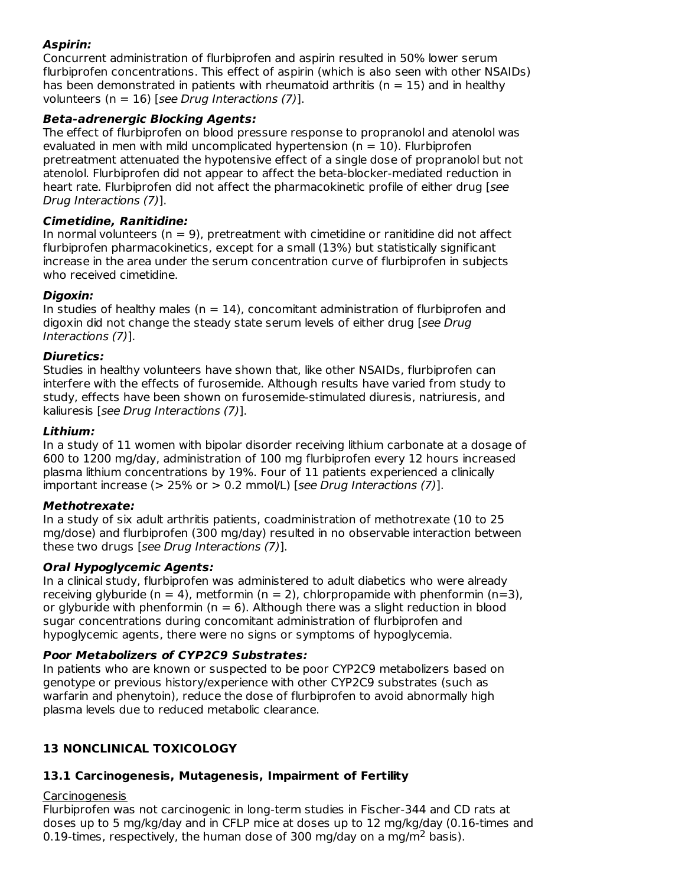***Aspirin:***
Concurrent administration of flurbiprofen and aspirin resulted in 50% lower serum flurbiprofen concentrations. This effect of aspirin (which is also seen with other NSAIDs) has been demonstrated in patients with rheumatoid arthritis (n = 15) and in healthy volunteers (n = 16) [*see Drug Interactions (7)*].

***Beta-adrenergic Blocking Agents:***
The effect of flurbiprofen on blood pressure response to propranolol and atenolol was evaluated in men with mild uncomplicated hypertension (n = 10). Flurbiprofen pretreatment attenuated the hypotensive effect of a single dose of propranolol but not atenolol. Flurbiprofen did not appear to affect the beta-blocker-mediated reduction in heart rate. Flurbiprofen did not affect the pharmacokinetic profile of either drug [*see Drug Interactions (7)*].

***Cimetidine, Ranitidine:***
In normal volunteers (n = 9), pretreatment with cimetidine or ranitidine did not affect flurbiprofen pharmacokinetics, except for a small (13%) but statistically significant increase in the area under the serum concentration curve of flurbiprofen in subjects who received cimetidine.

***Digoxin:***
In studies of healthy males (n = 14), concomitant administration of flurbiprofen and digoxin did not change the steady state serum levels of either drug [*see Drug Interactions (7)*].

***Diuretics:***
Studies in healthy volunteers have shown that, like other NSAIDs, flurbiprofen can interfere with the effects of furosemide. Although results have varied from study to study, effects have been shown on furosemide-stimulated diuresis, natriuresis, and kaliuresis [*see Drug Interactions (7)*].

***Lithium:***
In a study of 11 women with bipolar disorder receiving lithium carbonate at a dosage of 600 to 1200 mg/day, administration of 100 mg flurbiprofen every 12 hours increased plasma lithium concentrations by 19%. Four of 11 patients experienced a clinically important increase (> 25% or > 0.2 mmol/L) [*see Drug Interactions (7)*].

***Methotrexate:***
In a study of six adult arthritis patients, coadministration of methotrexate (10 to 25 mg/dose) and flurbiprofen (300 mg/day) resulted in no observable interaction between these two drugs [*see Drug Interactions (7)*].

***Oral Hypoglycemic Agents:***
In a clinical study, flurbiprofen was administered to adult diabetics who were already receiving glyburide (n = 4), metformin (n = 2), chlorpropamide with phenformin (n=3), or glyburide with phenformin (n = 6). Although there was a slight reduction in blood sugar concentrations during concomitant administration of flurbiprofen and hypoglycemic agents, there were no signs or symptoms of hypoglycemia.

***Poor Metabolizers of CYP2C9 Substrates:***
In patients who are known or suspected to be poor CYP2C9 metabolizers based on genotype or previous history/experience with other CYP2C9 substrates (such as warfarin and phenytoin), reduce the dose of flurbiprofen to avoid abnormally high plasma levels due to reduced metabolic clearance.

## 13 NONCLINICAL TOXICOLOGY

### 13.1 Carcinogenesis, Mutagenesis, Impairment of Fertility

Carcinogenesis
Flurbiprofen was not carcinogenic in long-term studies in Fischer-344 and CD rats at doses up to 5 mg/kg/day and in CFLP mice at doses up to 12 mg/kg/day (0.16-times and 0.19-times, respectively, the human dose of 300 mg/day on a mg/m$^2$ basis).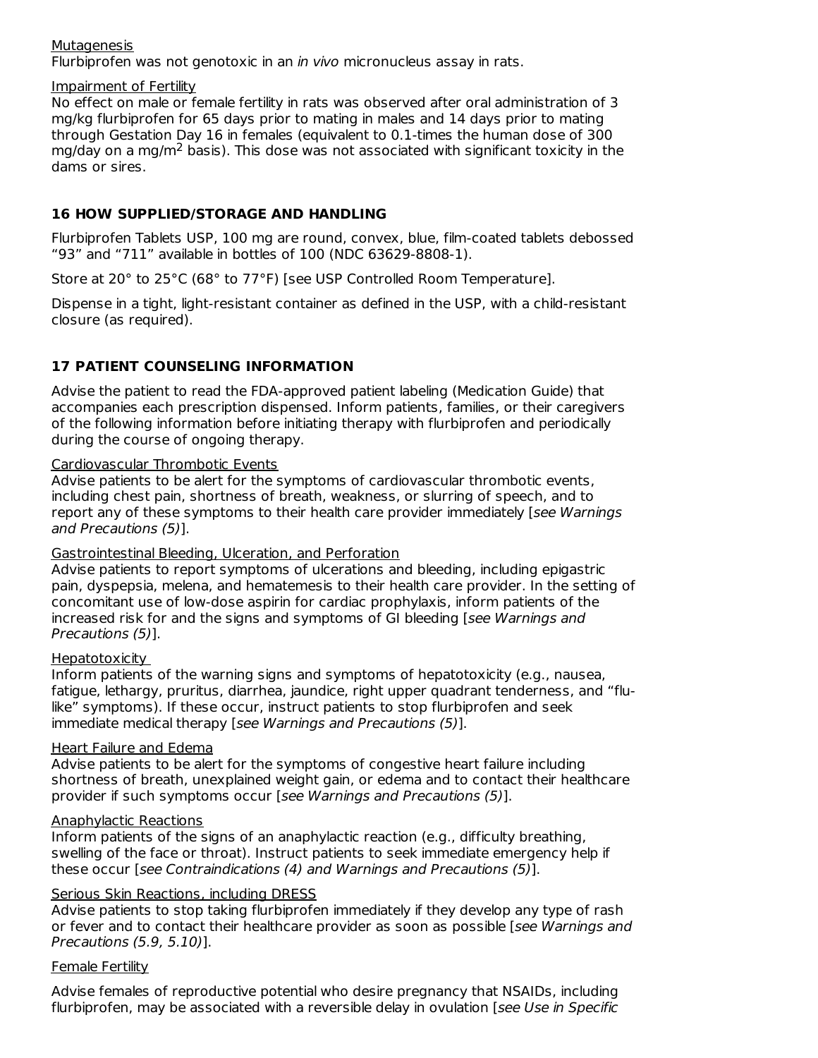Mutagenesis

Flurbiprofen was not genotoxic in an *in vivo* micronucleus assay in rats.

Impairment of Fertility

No effect on male or female fertility in rats was observed after oral administration of 3 mg/kg flurbiprofen for 65 days prior to mating in males and 14 days prior to mating through Gestation Day 16 in females (equivalent to 0.1-times the human dose of 300 mg/day on a mg/$m^2$ basis). This dose was not associated with significant toxicity in the dams or sires.

## 16 HOW SUPPLIED/STORAGE AND HANDLING

Flurbiprofen Tablets USP, 100 mg are round, convex, blue, film-coated tablets debossed "93" and "711" available in bottles of 100 (NDC 63629-8808-1).

Store at 20° to 25°C (68° to 77°F) [see USP Controlled Room Temperature].

Dispense in a tight, light-resistant container as defined in the USP, with a child-resistant closure (as required).

## 17 PATIENT COUNSELING INFORMATION

Advise the patient to read the FDA-approved patient labeling (Medication Guide) that accompanies each prescription dispensed. Inform patients, families, or their caregivers of the following information before initiating therapy with flurbiprofen and periodically during the course of ongoing therapy.

Cardiovascular Thrombotic Events

Advise patients to be alert for the symptoms of cardiovascular thrombotic events, including chest pain, shortness of breath, weakness, or slurring of speech, and to report any of these symptoms to their health care provider immediately [*see Warnings and Precautions (5)*].

Gastrointestinal Bleeding, Ulceration, and Perforation

Advise patients to report symptoms of ulcerations and bleeding, including epigastric pain, dyspepsia, melena, and hematemesis to their health care provider. In the setting of concomitant use of low-dose aspirin for cardiac prophylaxis, inform patients of the increased risk for and the signs and symptoms of GI bleeding [*see Warnings and Precautions (5)*].

Hepatotoxicity

Inform patients of the warning signs and symptoms of hepatotoxicity (e.g., nausea, fatigue, lethargy, pruritus, diarrhea, jaundice, right upper quadrant tenderness, and "flu-like" symptoms). If these occur, instruct patients to stop flurbiprofen and seek immediate medical therapy [*see Warnings and Precautions (5)*].

Heart Failure and Edema

Advise patients to be alert for the symptoms of congestive heart failure including shortness of breath, unexplained weight gain, or edema and to contact their healthcare provider if such symptoms occur [*see Warnings and Precautions (5)*].

Anaphylactic Reactions

Inform patients of the signs of an anaphylactic reaction (e.g., difficulty breathing, swelling of the face or throat). Instruct patients to seek immediate emergency help if these occur [*see Contraindications (4) and Warnings and Precautions (5)*].

Serious Skin Reactions, including DRESS

Advise patients to stop taking flurbiprofen immediately if they develop any type of rash or fever and to contact their healthcare provider as soon as possible [*see Warnings and Precautions (5.9, 5.10)*].

Female Fertility

Advise females of reproductive potential who desire pregnancy that NSAIDs, including flurbiprofen, may be associated with a reversible delay in ovulation [*see Use in Specific*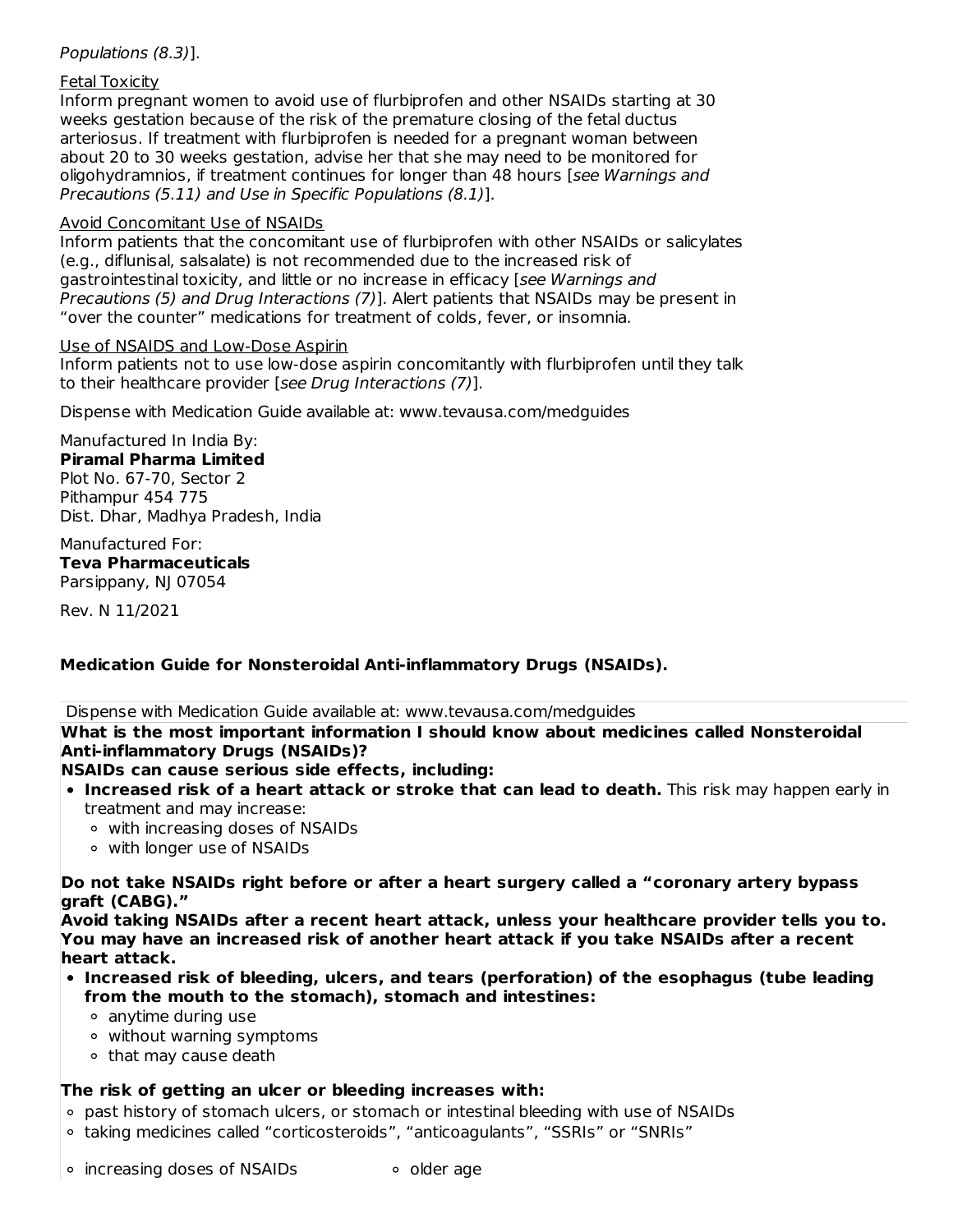Populations (8.3)].

Fetal Toxicity

Inform pregnant women to avoid use of flurbiprofen and other NSAIDs starting at 30 weeks gestation because of the risk of the premature closing of the fetal ductus arteriosus. If treatment with flurbiprofen is needed for a pregnant woman between about 20 to 30 weeks gestation, advise her that she may need to be monitored for oligohydramnios, if treatment continues for longer than 48 hours [*see Warnings and Precautions (5.11) and Use in Specific Populations (8.1)*].

Avoid Concomitant Use of NSAIDs

Inform patients that the concomitant use of flurbiprofen with other NSAIDs or salicylates (e.g., diflunisal, salsalate) is not recommended due to the increased risk of gastrointestinal toxicity, and little or no increase in efficacy [*see Warnings and Precautions (5) and Drug Interactions (7)*]. Alert patients that NSAIDs may be present in "over the counter" medications for treatment of colds, fever, or insomnia.

Use of NSAIDS and Low-Dose Aspirin

Inform patients not to use low-dose aspirin concomitantly with flurbiprofen until they talk to their healthcare provider [*see Drug Interactions (7)*].

Dispense with Medication Guide available at: www.tevausa.com/medguides

Manufactured In India By:
**Piramal Pharma Limited**
Plot No. 67-70, Sector 2
Pithampur 454 775
Dist. Dhar, Madhya Pradesh, India

Manufactured For:
**Teva Pharmaceuticals**
Parsippany, NJ 07054

Rev. N 11/2021

**Medication Guide for Nonsteroidal Anti-inflammatory Drugs (NSAIDs).**

Dispense with Medication Guide available at: www.tevausa.com/medguides

**What is the most important information I should know about medicines called Nonsteroidal Anti-inflammatory Drugs (NSAIDs)?**

**NSAIDs can cause serious side effects, including:**

- **Increased risk of a heart attack or stroke that can lead to death.** This risk may happen early in treatment and may increase:
  - with increasing doses of NSAIDs
  - with longer use of NSAIDs

**Do not take NSAIDs right before or after a heart surgery called a "coronary artery bypass graft (CABG)."**

**Avoid taking NSAIDs after a recent heart attack, unless your healthcare provider tells you to. You may have an increased risk of another heart attack if you take NSAIDs after a recent heart attack.**

- **Increased risk of bleeding, ulcers, and tears (perforation) of the esophagus (tube leading from the mouth to the stomach), stomach and intestines:**
  - anytime during use
  - without warning symptoms
  - that may cause death

**The risk of getting an ulcer or bleeding increases with:**

- past history of stomach ulcers, or stomach or intestinal bleeding with use of NSAIDs
- taking medicines called "corticosteroids", "anticoagulants", "SSRIs" or "SNRIs"
- increasing doses of NSAIDs
- older age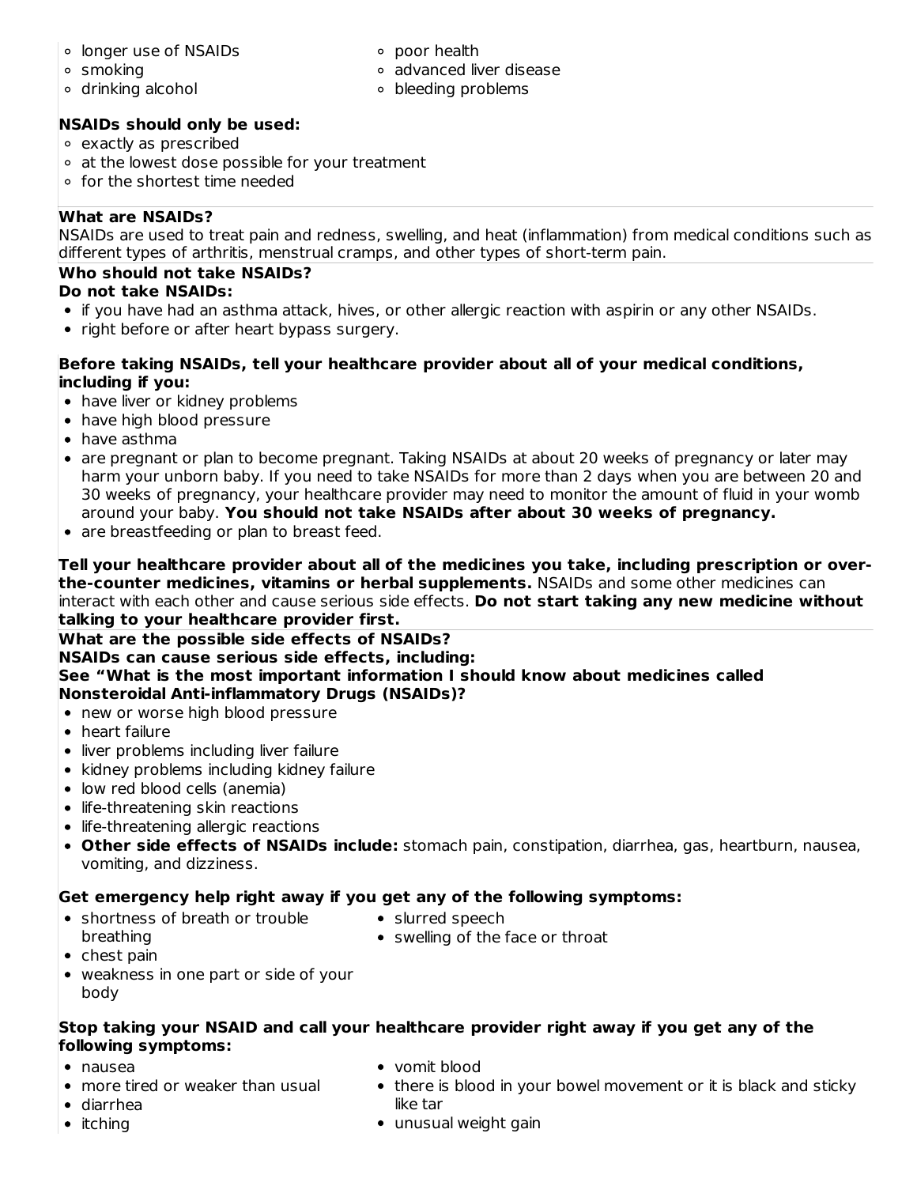- longer use of NSAIDs
- smoking
- drinking alcohol
- poor health
- advanced liver disease
- bleeding problems

**NSAIDs should only be used:**

- exactly as prescribed
- at the lowest dose possible for your treatment
- for the shortest time needed

**What are NSAIDs?**

NSAIDs are used to treat pain and redness, swelling, and heat (inflammation) from medical conditions such as different types of arthritis, menstrual cramps, and other types of short-term pain.

**Who should not take NSAIDs?**

**Do not take NSAIDs:**

- if you have had an asthma attack, hives, or other allergic reaction with aspirin or any other NSAIDs.
- right before or after heart bypass surgery.

**Before taking NSAIDs, tell your healthcare provider about all of your medical conditions, including if you:**

- have liver or kidney problems
- have high blood pressure
- have asthma
- are pregnant or plan to become pregnant. Taking NSAIDs at about 20 weeks of pregnancy or later may harm your unborn baby. If you need to take NSAIDs for more than 2 days when you are between 20 and 30 weeks of pregnancy, your healthcare provider may need to monitor the amount of fluid in your womb around your baby. **You should not take NSAIDs after about 30 weeks of pregnancy.**
- are breastfeeding or plan to breast feed.

**Tell your healthcare provider about all of the medicines you take, including prescription or over-the-counter medicines, vitamins or herbal supplements.** NSAIDs and some other medicines can interact with each other and cause serious side effects. **Do not start taking any new medicine without talking to your healthcare provider first.**

**What are the possible side effects of NSAIDs?**

**NSAIDs can cause serious side effects, including:**

**See "What is the most important information I should know about medicines called Nonsteroidal Anti-inflammatory Drugs (NSAIDs)?**

- new or worse high blood pressure
- heart failure
- liver problems including liver failure
- kidney problems including kidney failure
- low red blood cells (anemia)
- life-threatening skin reactions
- life-threatening allergic reactions
- **Other side effects of NSAIDs include:** stomach pain, constipation, diarrhea, gas, heartburn, nausea, vomiting, and dizziness.

**Get emergency help right away if you get any of the following symptoms:**

- shortness of breath or trouble breathing
- chest pain
- weakness in one part or side of your body
- slurred speech
- swelling of the face or throat

**Stop taking your NSAID and call your healthcare provider right away if you get any of the following symptoms:**

- nausea
- more tired or weaker than usual
- diarrhea
- itching
- vomit blood
- there is blood in your bowel movement or it is black and sticky like tar
- unusual weight gain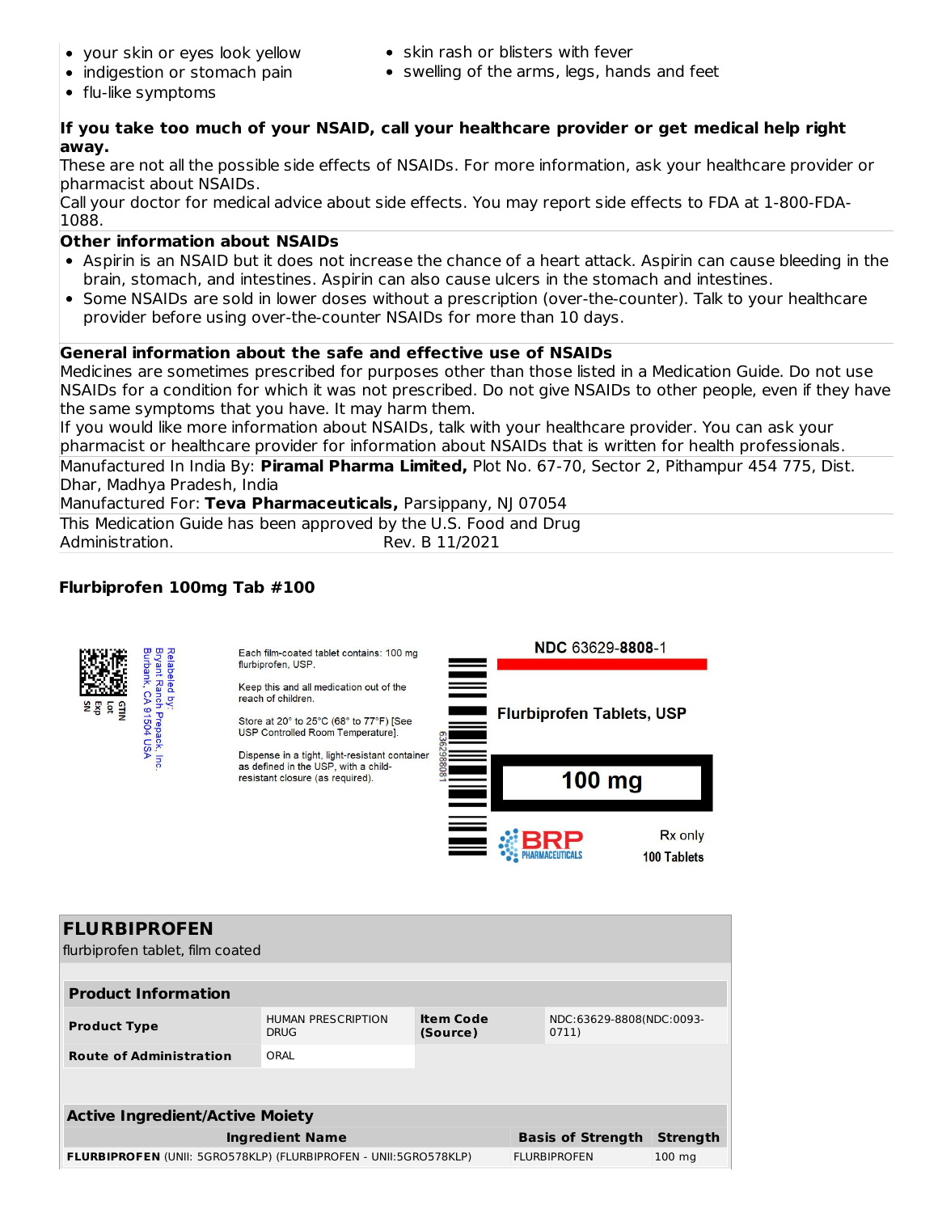- your skin or eyes look yellow
- indigestion or stomach pain
- flu-like symptoms
- skin rash or blisters with fever
- swelling of the arms, legs, hands and feet

**If you take too much of your NSAID, call your healthcare provider or get medical help right away.**

These are not all the possible side effects of NSAIDs. For more information, ask your healthcare provider or pharmacist about NSAIDs.

Call your doctor for medical advice about side effects. You may report side effects to FDA at 1-800-FDA-1088.

**Other information about NSAIDs**

- Aspirin is an NSAID but it does not increase the chance of a heart attack. Aspirin can cause bleeding in the brain, stomach, and intestines. Aspirin can also cause ulcers in the stomach and intestines.
- Some NSAIDs are sold in lower doses without a prescription (over-the-counter). Talk to your healthcare provider before using over-the-counter NSAIDs for more than 10 days.

**General information about the safe and effective use of NSAIDs**

Medicines are sometimes prescribed for purposes other than those listed in a Medication Guide. Do not use NSAIDs for a condition for which it was not prescribed. Do not give NSAIDs to other people, even if they have the same symptoms that you have. It may harm them.

If you would like more information about NSAIDs, talk with your healthcare provider. You can ask your pharmacist or healthcare provider for information about NSAIDs that is written for health professionals.

Manufactured In India By: **Piramal Pharma Limited,** Plot No. 67-70, Sector 2, Pithampur 454 775, Dist. Dhar, Madhya Pradesh, India

Manufactured For: **Teva Pharmaceuticals,** Parsippany, NJ 07054

This Medication Guide has been approved by the U.S. Food and Drug Administration. Rev. B 11/2021

**Flurbiprofen 100mg Tab #100**

Relabeled by:
Bryant Ranch Prepack, Inc.
Burbank, CA 91504 USA

GTIN
Lot
Exp
SN

Each film-coated tablet contains: 100 mg flurbiprofen, USP.

Keep this and all medication out of the reach of children.

Store at 20° to 25°C (68° to 77°F) [See USP Controlled Room Temperature].

Dispense in a tight, light-resistant container as defined in the USP, with a child-resistant closure (as required).

363629880081

NDC 63629-8808-1

Flurbiprofen Tablets, USP

100 mg

BRP PHARMACEUTICALS

Rx only

100 Tablets

| FLURBIPROFEN | | | |
|---|---|---|---|
| flurbiprofen tablet, film coated | | | |
| **Product Information** | | | |
| **Product Type** | HUMAN PRESCRIPTION DRUG | **Item Code (Source)** | NDC:63629-8808(NDC:0093-0711) |
| **Route of Administration** | ORAL | | |

| **Active Ingredient/Active Moiety** | | |
|---|---|---|
| **Ingredient Name** | **Basis of Strength** | **Strength** |
| **FLURBIPROFEN** (UNII: 5GRO578KLP) (FLURBIPROFEN - UNII:5GRO578KLP) | FLURBIPROFEN | 100 mg |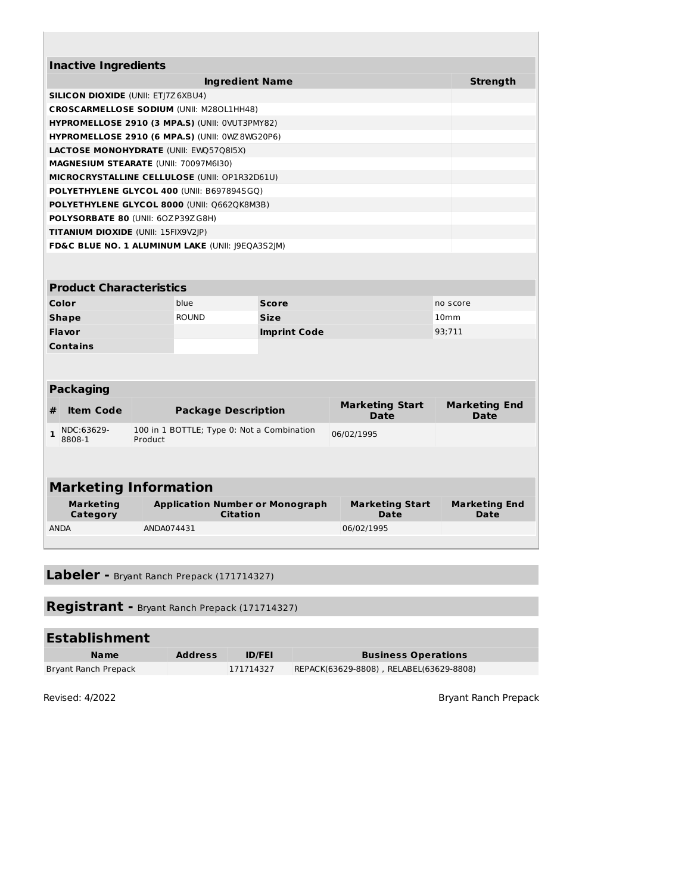| Inactive Ingredients | |
|---|---|
| **Ingredient Name** | **Strength** |
| **SILICON DIOXIDE** (UNII: ETJ7Z6XBU4) | |
| **CROSCARMELLOSE SODIUM** (UNII: M28OL1HH48) | |
| **HYPROMELLOSE 2910 (3 MPA.S)** (UNII: 0VUT3PMY82) | |
| **HYPROMELLOSE 2910 (6 MPA.S)** (UNII: 0WZ8WG20P6) | |
| **LACTOSE MONOHYDRATE** (UNII: EWQ57Q8I5X) | |
| **MAGNESIUM STEARATE** (UNII: 70097M6I30) | |
| **MICROCRYSTALLINE CELLULOSE** (UNII: OP1R32D61U) | |
| **POLYETHYLENE GLYCOL 400** (UNII: B697894SGQ) | |
| **POLYETHYLENE GLYCOL 8000** (UNII: Q662QK8M3B) | |
| **POLYSORBATE 80** (UNII: 6OZP39ZG8H) | |
| **TITANIUM DIOXIDE** (UNII: 15FIX9V2JP) | |
| **FD&C BLUE NO. 1 ALUMINUM LAKE** (UNII: J9EQA3S2JM) | |

| Product Characteristics | | | |
|---|---|---|---|
| **Color** | blue | **Score** | no score |
| **Shape** | ROUND | **Size** | 10mm |
| **Flavor** | | **Imprint Code** | 93;711 |
| **Contains** | | | |

| Packaging | | | | |
|---|---|---|---|---|
| **#** | **Item Code** | **Package Description** | **Marketing Start Date** | **Marketing End Date** |
| 1 | NDC:63629-8808-1 | 100 in 1 BOTTLE; Type 0: Not a Combination Product | 06/02/1995 | |

| Marketing Information | | | |
|---|---|---|---|
| **Marketing Category** | **Application Number or Monograph Citation** | **Marketing Start Date** | **Marketing End Date** |
| ANDA | ANDA074431 | 06/02/1995 | |

## Labeler - Bryant Ranch Prepack (171714327)

## Registrant - Bryant Ranch Prepack (171714327)

| Establishment | | | |
|---|---|---|---|
| **Name** | **Address** | **ID/FEI** | **Business Operations** |
| Bryant Ranch Prepack | | 171714327 | REPACK(63629-8808) , RELABEL(63629-8808) |

Revised: 4/2022

Bryant Ranch Prepack